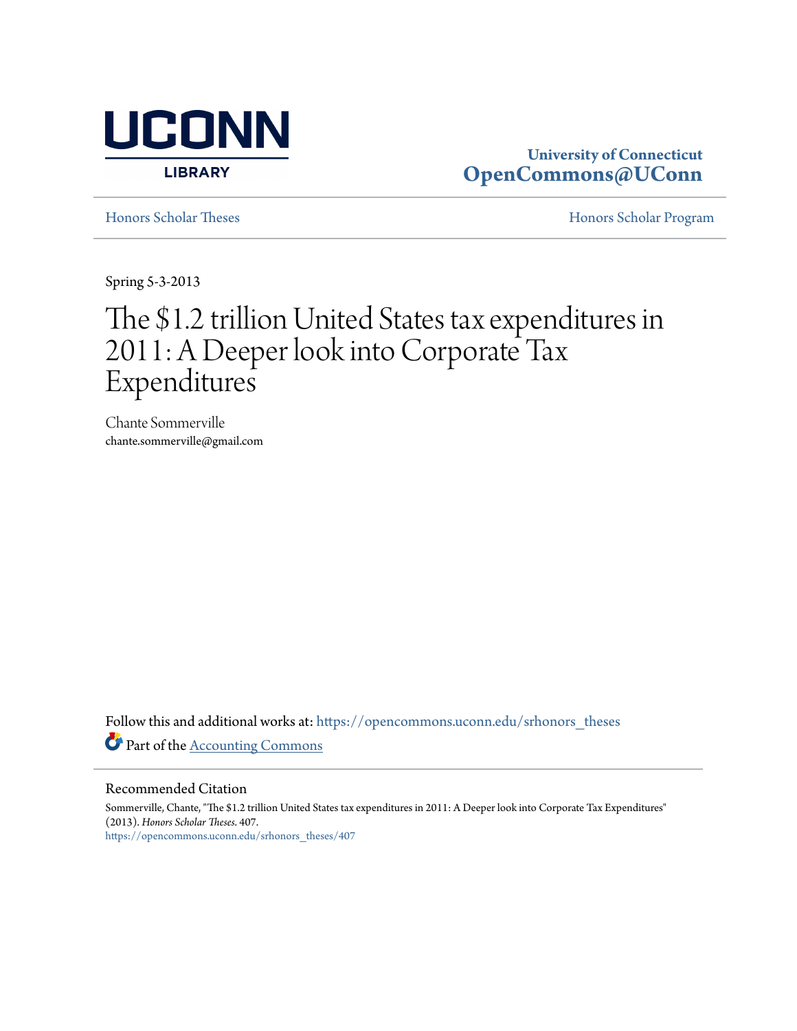University of Connecticut
**OpenCommons@UConn**

Honors Scholar Theses | Honors Scholar Program

Spring 5-3-2013

# The $1.2 trillion United States tax expenditures in 2011: A Deeper look into Corporate Tax Expenditures

Chante Sommerville
chante.sommerville@gmail.com

Follow this and additional works at: https://opencommons.uconn.edu/srhonors_theses

Part of the Accounting Commons

## Recommended Citation

Sommerville, Chante, "The $1.2 trillion United States tax expenditures in 2011: A Deeper look into Corporate Tax Expenditures" (2013). *Honors Scholar Theses*. 407.
https://opencommons.uconn.edu/srhonors_theses/407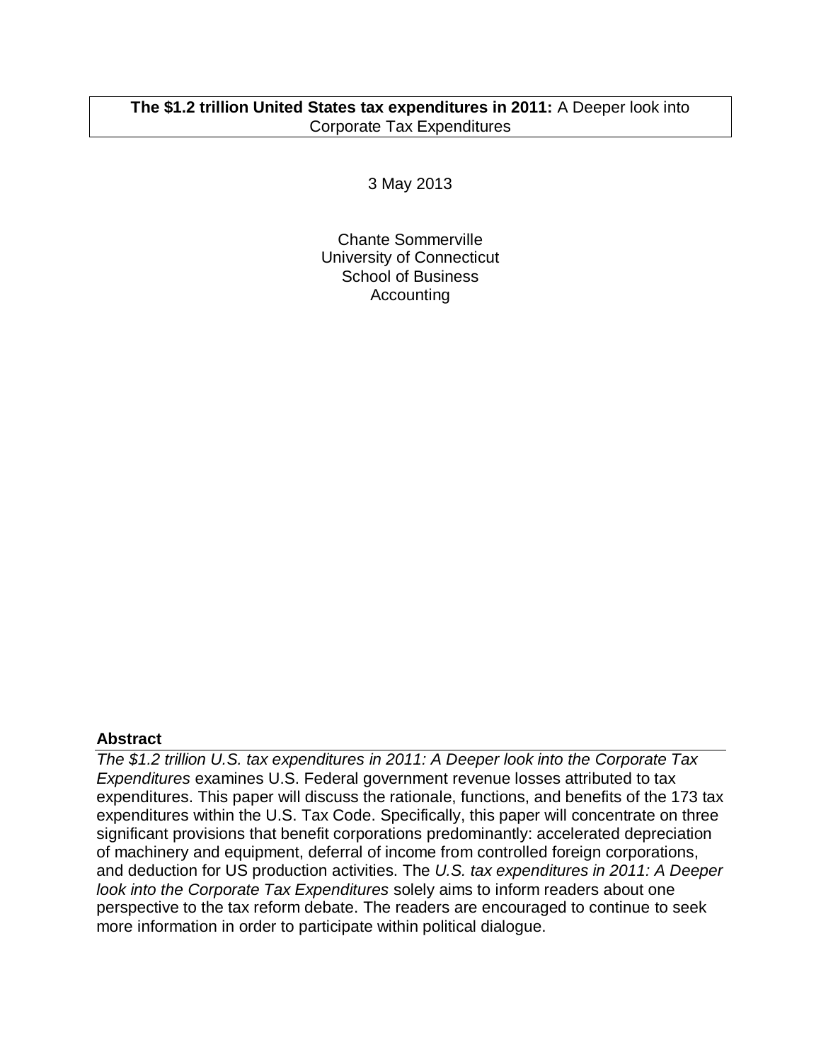**The $1.2 trillion United States tax expenditures in 2011:** A Deeper look into Corporate Tax Expenditures

3 May 2013

Chante Sommerville
University of Connecticut
School of Business
Accounting

## Abstract

*The $1.2 trillion U.S. tax expenditures in 2011: A Deeper look into the Corporate Tax Expenditures* examines U.S. Federal government revenue losses attributed to tax expenditures. This paper will discuss the rationale, functions, and benefits of the 173 tax expenditures within the U.S. Tax Code. Specifically, this paper will concentrate on three significant provisions that benefit corporations predominantly: accelerated depreciation of machinery and equipment, deferral of income from controlled foreign corporations, and deduction for US production activities. The *U.S. tax expenditures in 2011: A Deeper look into the Corporate Tax Expenditures* solely aims to inform readers about one perspective to the tax reform debate. The readers are encouraged to continue to seek more information in order to participate within political dialogue.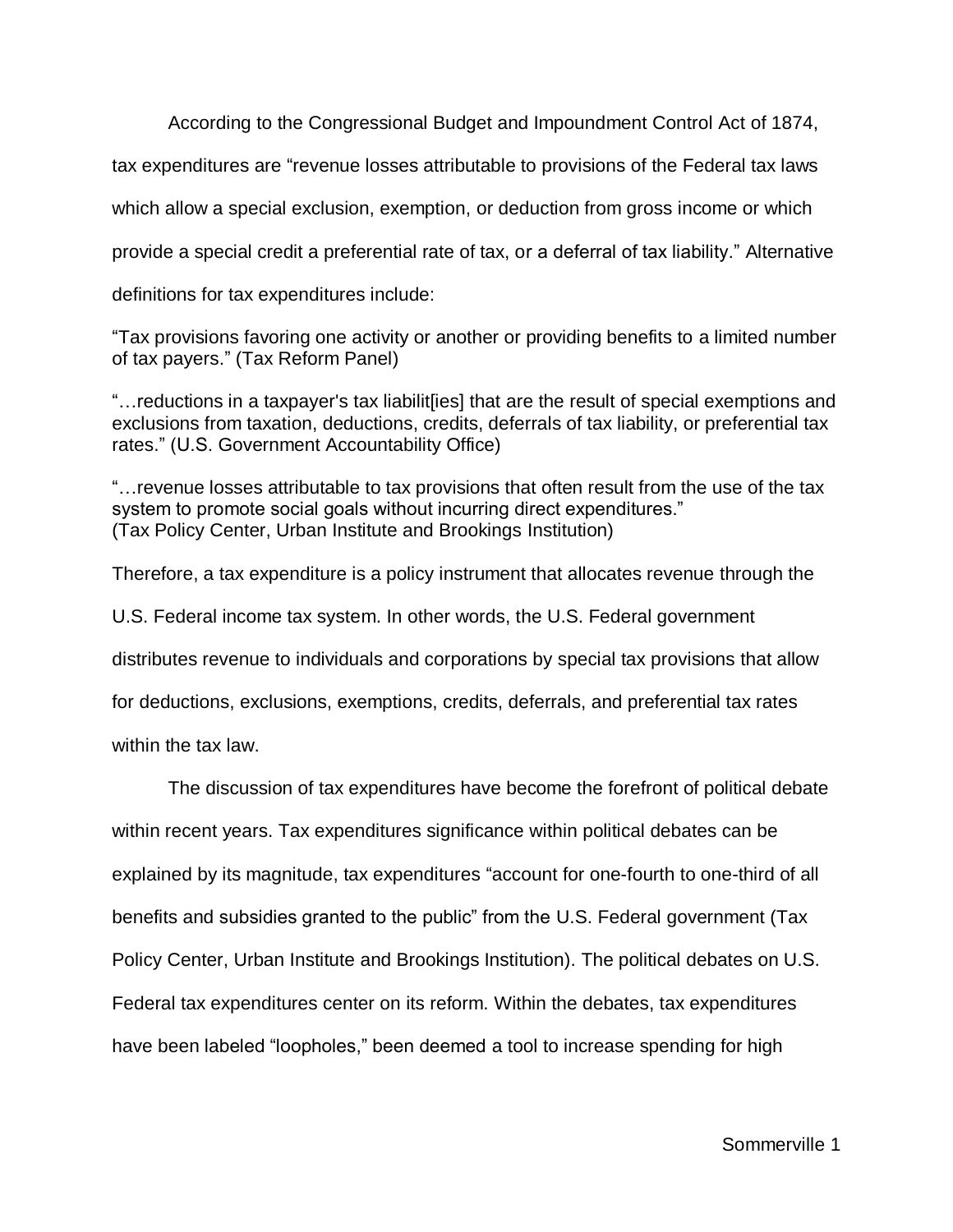According to the Congressional Budget and Impoundment Control Act of 1874, tax expenditures are "revenue losses attributable to provisions of the Federal tax laws which allow a special exclusion, exemption, or deduction from gross income or which provide a special credit a preferential rate of tax, or a deferral of tax liability." Alternative definitions for tax expenditures include:

"Tax provisions favoring one activity or another or providing benefits to a limited number of tax payers." (Tax Reform Panel)

"…reductions in a taxpayer's tax liabilit[ies] that are the result of special exemptions and exclusions from taxation, deductions, credits, deferrals of tax liability, or preferential tax rates." (U.S. Government Accountability Office)

"…revenue losses attributable to tax provisions that often result from the use of the tax system to promote social goals without incurring direct expenditures." (Tax Policy Center, Urban Institute and Brookings Institution)

Therefore, a tax expenditure is a policy instrument that allocates revenue through the U.S. Federal income tax system. In other words, the U.S. Federal government distributes revenue to individuals and corporations by special tax provisions that allow for deductions, exclusions, exemptions, credits, deferrals, and preferential tax rates within the tax law.

The discussion of tax expenditures have become the forefront of political debate within recent years. Tax expenditures significance within political debates can be explained by its magnitude, tax expenditures "account for one-fourth to one-third of all benefits and subsidies granted to the public" from the U.S. Federal government (Tax Policy Center, Urban Institute and Brookings Institution). The political debates on U.S. Federal tax expenditures center on its reform. Within the debates, tax expenditures have been labeled "loopholes," been deemed a tool to increase spending for high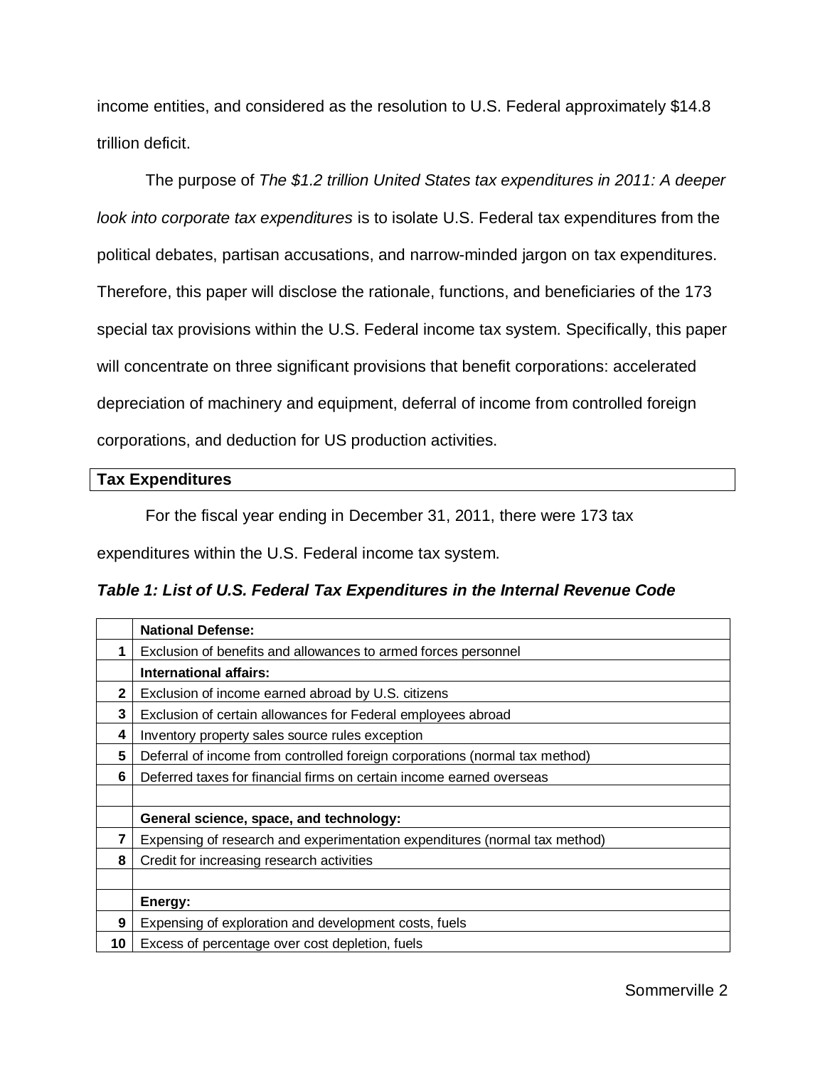income entities, and considered as the resolution to U.S. Federal approximately $14.8 trillion deficit.

The purpose of *The $1.2 trillion United States tax expenditures in 2011: A deeper look into corporate tax expenditures* is to isolate U.S. Federal tax expenditures from the political debates, partisan accusations, and narrow-minded jargon on tax expenditures. Therefore, this paper will disclose the rationale, functions, and beneficiaries of the 173 special tax provisions within the U.S. Federal income tax system. Specifically, this paper will concentrate on three significant provisions that benefit corporations: accelerated depreciation of machinery and equipment, deferral of income from controlled foreign corporations, and deduction for US production activities.

## Tax Expenditures

For the fiscal year ending in December 31, 2011, there were 173 tax expenditures within the U.S. Federal income tax system.

***Table 1: List of U.S. Federal Tax Expenditures in the Internal Revenue Code***

| | **National Defense:** |
|---|---|
| **1** | Exclusion of benefits and allowances to armed forces personnel |
| | **International affairs:** |
| **2** | Exclusion of income earned abroad by U.S. citizens |
| **3** | Exclusion of certain allowances for Federal employees abroad |
| **4** | Inventory property sales source rules exception |
| **5** | Deferral of income from controlled foreign corporations (normal tax method) |
| **6** | Deferred taxes for financial firms on certain income earned overseas |
| | |
| | **General science, space, and technology:** |
| **7** | Expensing of research and experimentation expenditures (normal tax method) |
| **8** | Credit for increasing research activities |
| | |
| | **Energy:** |
| **9** | Expensing of exploration and development costs, fuels |
| **10** | Excess of percentage over cost depletion, fuels |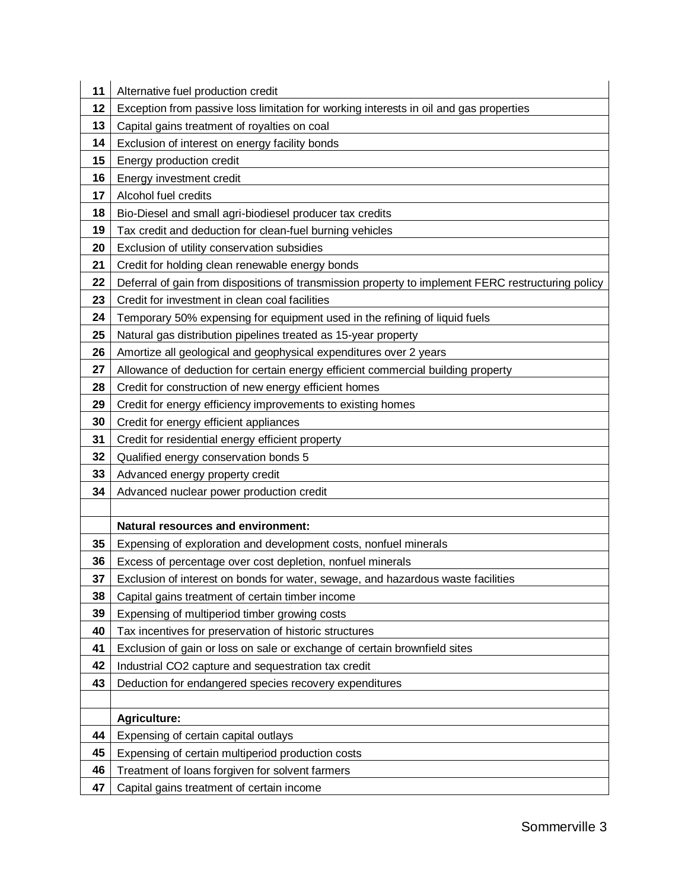| | |
|---|---|
| **11** | Alternative fuel production credit |
| **12** | Exception from passive loss limitation for working interests in oil and gas properties |
| **13** | Capital gains treatment of royalties on coal |
| **14** | Exclusion of interest on energy facility bonds |
| **15** | Energy production credit |
| **16** | Energy investment credit |
| **17** | Alcohol fuel credits |
| **18** | Bio-Diesel and small agri-biodiesel producer tax credits |
| **19** | Tax credit and deduction for clean-fuel burning vehicles |
| **20** | Exclusion of utility conservation subsidies |
| **21** | Credit for holding clean renewable energy bonds |
| **22** | Deferral of gain from dispositions of transmission property to implement FERC restructuring policy |
| **23** | Credit for investment in clean coal facilities |
| **24** | Temporary 50% expensing for equipment used in the refining of liquid fuels |
| **25** | Natural gas distribution pipelines treated as 15-year property |
| **26** | Amortize all geological and geophysical expenditures over 2 years |
| **27** | Allowance of deduction for certain energy efficient commercial building property |
| **28** | Credit for construction of new energy efficient homes |
| **29** | Credit for energy efficiency improvements to existing homes |
| **30** | Credit for energy efficient appliances |
| **31** | Credit for residential energy efficient property |
| **32** | Qualified energy conservation bonds 5 |
| **33** | Advanced energy property credit |
| **34** | Advanced nuclear power production credit |
| | |
| | **Natural resources and environment:** |
| **35** | Expensing of exploration and development costs, nonfuel minerals |
| **36** | Excess of percentage over cost depletion, nonfuel minerals |
| **37** | Exclusion of interest on bonds for water, sewage, and hazardous waste facilities |
| **38** | Capital gains treatment of certain timber income |
| **39** | Expensing of multiperiod timber growing costs |
| **40** | Tax incentives for preservation of historic structures |
| **41** | Exclusion of gain or loss on sale or exchange of certain brownfield sites |
| **42** | Industrial $CO_2$ capture and sequestration tax credit |
| **43** | Deduction for endangered species recovery expenditures |
| | |
| | **Agriculture:** |
| **44** | Expensing of certain capital outlays |
| **45** | Expensing of certain multiperiod production costs |
| **46** | Treatment of loans forgiven for solvent farmers |
| **47** | Capital gains treatment of certain income |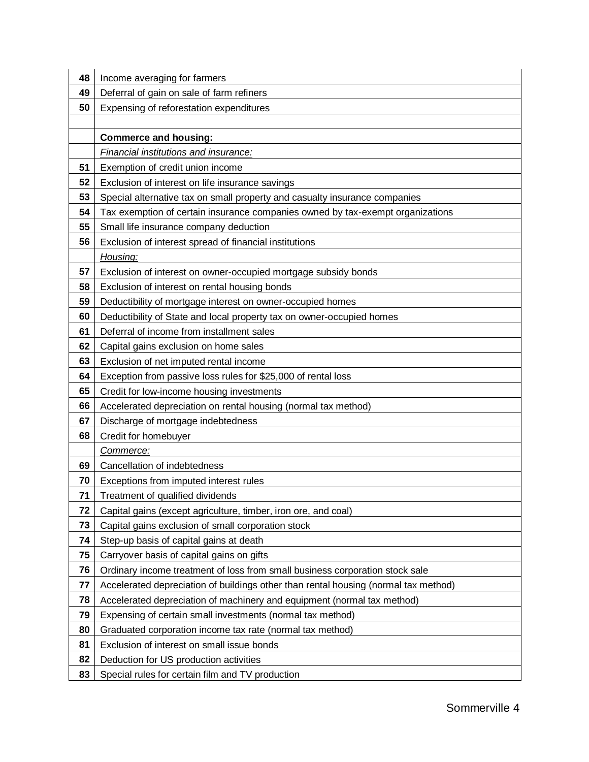| | |
|---|---|
| **48** | Income averaging for farmers |
| **49** | Deferral of gain on sale of farm refiners |
| **50** | Expensing of reforestation expenditures |
| | |
| | **Commerce and housing:** |
| | *Financial institutions and insurance:* |
| **51** | Exemption of credit union income |
| **52** | Exclusion of interest on life insurance savings |
| **53** | Special alternative tax on small property and casualty insurance companies |
| **54** | Tax exemption of certain insurance companies owned by tax-exempt organizations |
| **55** | Small life insurance company deduction |
| **56** | Exclusion of interest spread of financial institutions |
| | *Housing:* |
| **57** | Exclusion of interest on owner-occupied mortgage subsidy bonds |
| **58** | Exclusion of interest on rental housing bonds |
| **59** | Deductibility of mortgage interest on owner-occupied homes |
| **60** | Deductibility of State and local property tax on owner-occupied homes |
| **61** | Deferral of income from installment sales |
| **62** | Capital gains exclusion on home sales |
| **63** | Exclusion of net imputed rental income |
| **64** | Exception from passive loss rules for $25,000 of rental loss |
| **65** | Credit for low-income housing investments |
| **66** | Accelerated depreciation on rental housing (normal tax method) |
| **67** | Discharge of mortgage indebtedness |
| **68** | Credit for homebuyer |
| | *Commerce:* |
| **69** | Cancellation of indebtedness |
| **70** | Exceptions from imputed interest rules |
| **71** | Treatment of qualified dividends |
| **72** | Capital gains (except agriculture, timber, iron ore, and coal) |
| **73** | Capital gains exclusion of small corporation stock |
| **74** | Step-up basis of capital gains at death |
| **75** | Carryover basis of capital gains on gifts |
| **76** | Ordinary income treatment of loss from small business corporation stock sale |
| **77** | Accelerated depreciation of buildings other than rental housing (normal tax method) |
| **78** | Accelerated depreciation of machinery and equipment (normal tax method) |
| **79** | Expensing of certain small investments (normal tax method) |
| **80** | Graduated corporation income tax rate (normal tax method) |
| **81** | Exclusion of interest on small issue bonds |
| **82** | Deduction for US production activities |
| **83** | Special rules for certain film and TV production |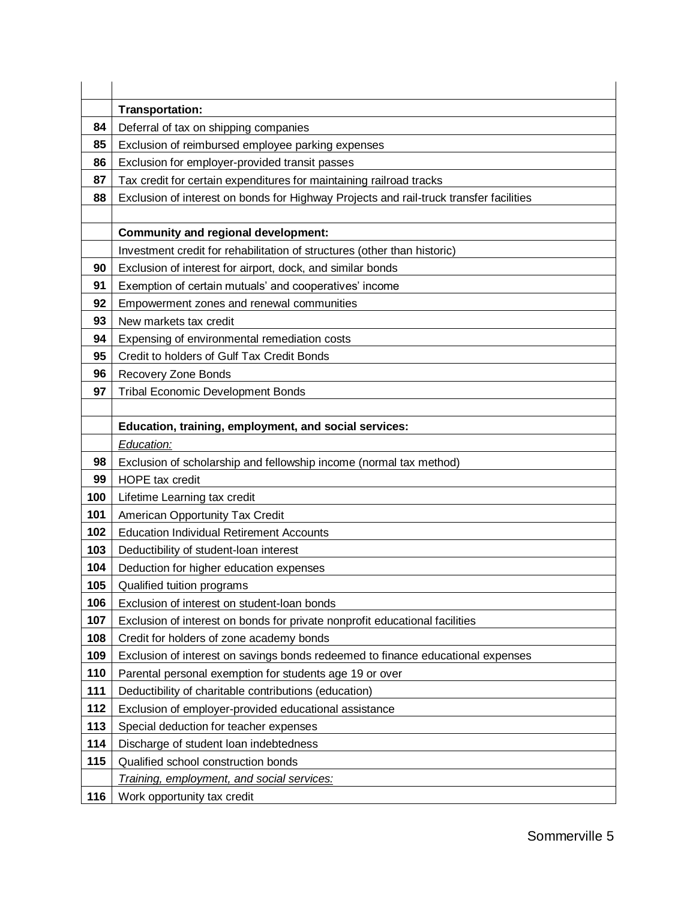| | |
|---|---|
| | **Transportation:** |
| **84** | Deferral of tax on shipping companies |
| **85** | Exclusion of reimbursed employee parking expenses |
| **86** | Exclusion for employer-provided transit passes |
| **87** | Tax credit for certain expenditures for maintaining railroad tracks |
| **88** | Exclusion of interest on bonds for Highway Projects and rail-truck transfer facilities |
| | |
| | **Community and regional development:** |
| | Investment credit for rehabilitation of structures (other than historic) |
| **90** | Exclusion of interest for airport, dock, and similar bonds |
| **91** | Exemption of certain mutuals' and cooperatives' income |
| **92** | Empowerment zones and renewal communities |
| **93** | New markets tax credit |
| **94** | Expensing of environmental remediation costs |
| **95** | Credit to holders of Gulf Tax Credit Bonds |
| **96** | Recovery Zone Bonds |
| **97** | Tribal Economic Development Bonds |
| | |
| | **Education, training, employment, and social services:** |
| | *Education:* |
| **98** | Exclusion of scholarship and fellowship income (normal tax method) |
| **99** | HOPE tax credit |
| **100** | Lifetime Learning tax credit |
| **101** | American Opportunity Tax Credit |
| **102** | Education Individual Retirement Accounts |
| **103** | Deductibility of student-loan interest |
| **104** | Deduction for higher education expenses |
| **105** | Qualified tuition programs |
| **106** | Exclusion of interest on student-loan bonds |
| **107** | Exclusion of interest on bonds for private nonprofit educational facilities |
| **108** | Credit for holders of zone academy bonds |
| **109** | Exclusion of interest on savings bonds redeemed to finance educational expenses |
| **110** | Parental personal exemption for students age 19 or over |
| **111** | Deductibility of charitable contributions (education) |
| **112** | Exclusion of employer-provided educational assistance |
| **113** | Special deduction for teacher expenses |
| **114** | Discharge of student loan indebtedness |
| **115** | Qualified school construction bonds |
| | *Training, employment, and social services:* |
| **116** | Work opportunity tax credit |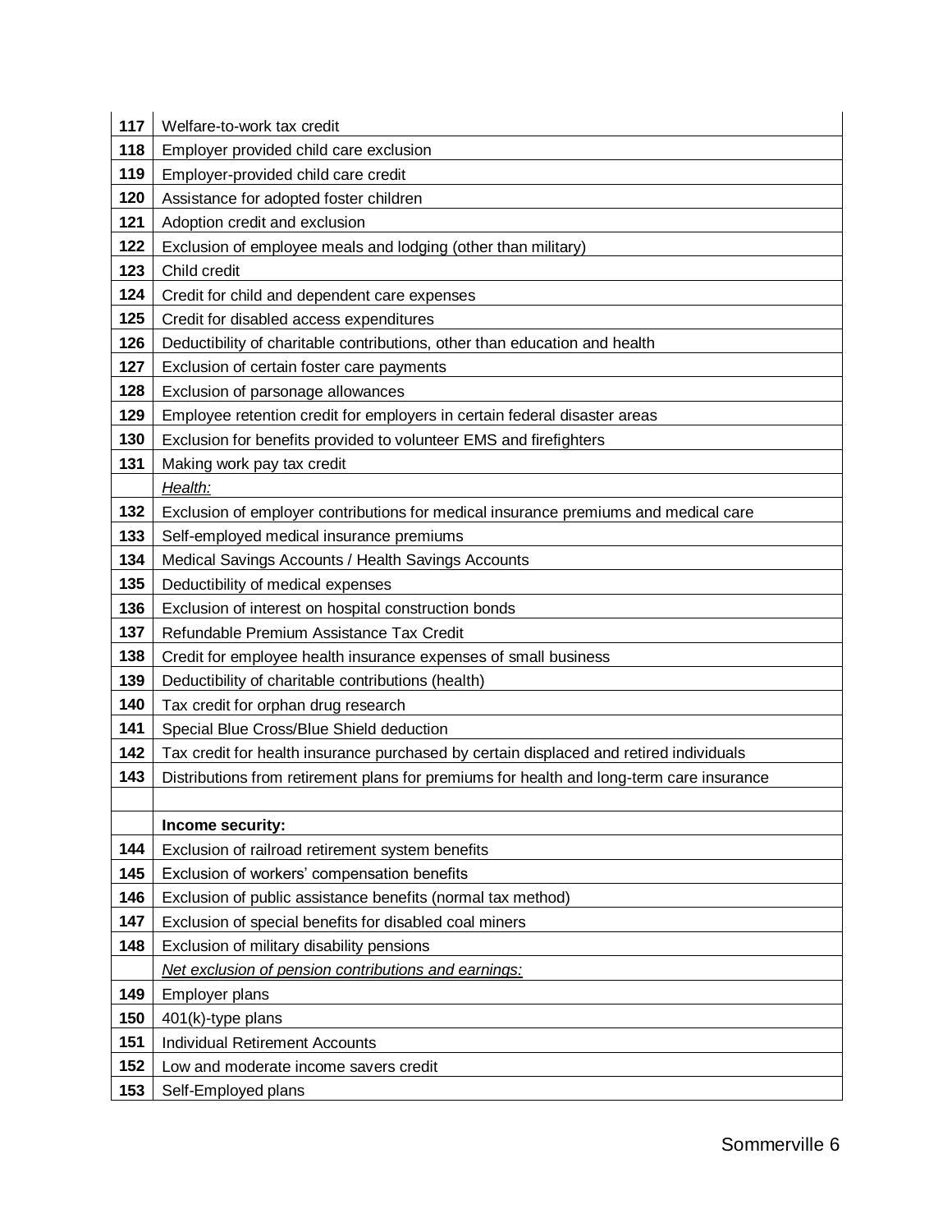| | |
|---|---|
| **117** | Welfare-to-work tax credit |
| **118** | Employer provided child care exclusion |
| **119** | Employer-provided child care credit |
| **120** | Assistance for adopted foster children |
| **121** | Adoption credit and exclusion |
| **122** | Exclusion of employee meals and lodging (other than military) |
| **123** | Child credit |
| **124** | Credit for child and dependent care expenses |
| **125** | Credit for disabled access expenditures |
| **126** | Deductibility of charitable contributions, other than education and health |
| **127** | Exclusion of certain foster care payments |
| **128** | Exclusion of parsonage allowances |
| **129** | Employee retention credit for employers in certain federal disaster areas |
| **130** | Exclusion for benefits provided to volunteer EMS and firefighters |
| **131** | Making work pay tax credit |
| | *Health:* |
| **132** | Exclusion of employer contributions for medical insurance premiums and medical care |
| **133** | Self-employed medical insurance premiums |
| **134** | Medical Savings Accounts / Health Savings Accounts |
| **135** | Deductibility of medical expenses |
| **136** | Exclusion of interest on hospital construction bonds |
| **137** | Refundable Premium Assistance Tax Credit |
| **138** | Credit for employee health insurance expenses of small business |
| **139** | Deductibility of charitable contributions (health) |
| **140** | Tax credit for orphan drug research |
| **141** | Special Blue Cross/Blue Shield deduction |
| **142** | Tax credit for health insurance purchased by certain displaced and retired individuals |
| **143** | Distributions from retirement plans for premiums for health and long-term care insurance |
| | |
| | **Income security:** |
| **144** | Exclusion of railroad retirement system benefits |
| **145** | Exclusion of workers' compensation benefits |
| **146** | Exclusion of public assistance benefits (normal tax method) |
| **147** | Exclusion of special benefits for disabled coal miners |
| **148** | Exclusion of military disability pensions |
| | *Net exclusion of pension contributions and earnings:* |
| **149** | Employer plans |
| **150** | 401(k)-type plans |
| **151** | Individual Retirement Accounts |
| **152** | Low and moderate income savers credit |
| **153** | Self-Employed plans |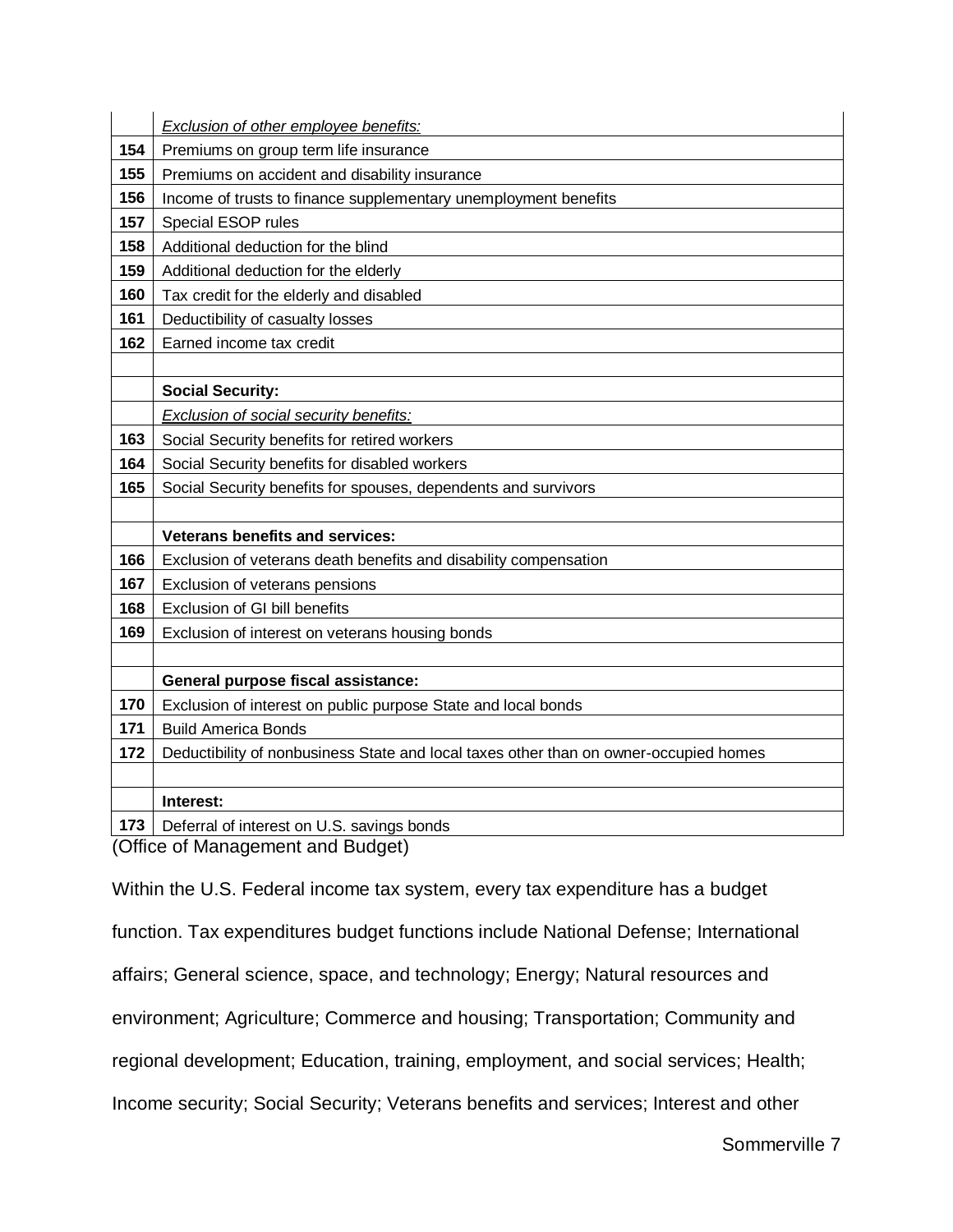| | |
|---|---|
| | *Exclusion of other employee benefits:* |
| **154** | Premiums on group term life insurance |
| **155** | Premiums on accident and disability insurance |
| **156** | Income of trusts to finance supplementary unemployment benefits |
| **157** | Special ESOP rules |
| **158** | Additional deduction for the blind |
| **159** | Additional deduction for the elderly |
| **160** | Tax credit for the elderly and disabled |
| **161** | Deductibility of casualty losses |
| **162** | Earned income tax credit |
| | |
| | **Social Security:** |
| | *Exclusion of social security benefits:* |
| **163** | Social Security benefits for retired workers |
| **164** | Social Security benefits for disabled workers |
| **165** | Social Security benefits for spouses, dependents and survivors |
| | |
| | **Veterans benefits and services:** |
| **166** | Exclusion of veterans death benefits and disability compensation |
| **167** | Exclusion of veterans pensions |
| **168** | Exclusion of GI bill benefits |
| **169** | Exclusion of interest on veterans housing bonds |
| | |
| | **General purpose fiscal assistance:** |
| **170** | Exclusion of interest on public purpose State and local bonds |
| **171** | Build America Bonds |
| **172** | Deductibility of nonbusiness State and local taxes other than on owner-occupied homes |
| | |
| | **Interest:** |
| **173** | Deferral of interest on U.S. savings bonds |

(Office of Management and Budget)

Within the U.S. Federal income tax system, every tax expenditure has a budget function. Tax expenditures budget functions include National Defense; International affairs; General science, space, and technology; Energy; Natural resources and environment; Agriculture; Commerce and housing; Transportation; Community and regional development; Education, training, employment, and social services; Health; Income security; Social Security; Veterans benefits and services; Interest and other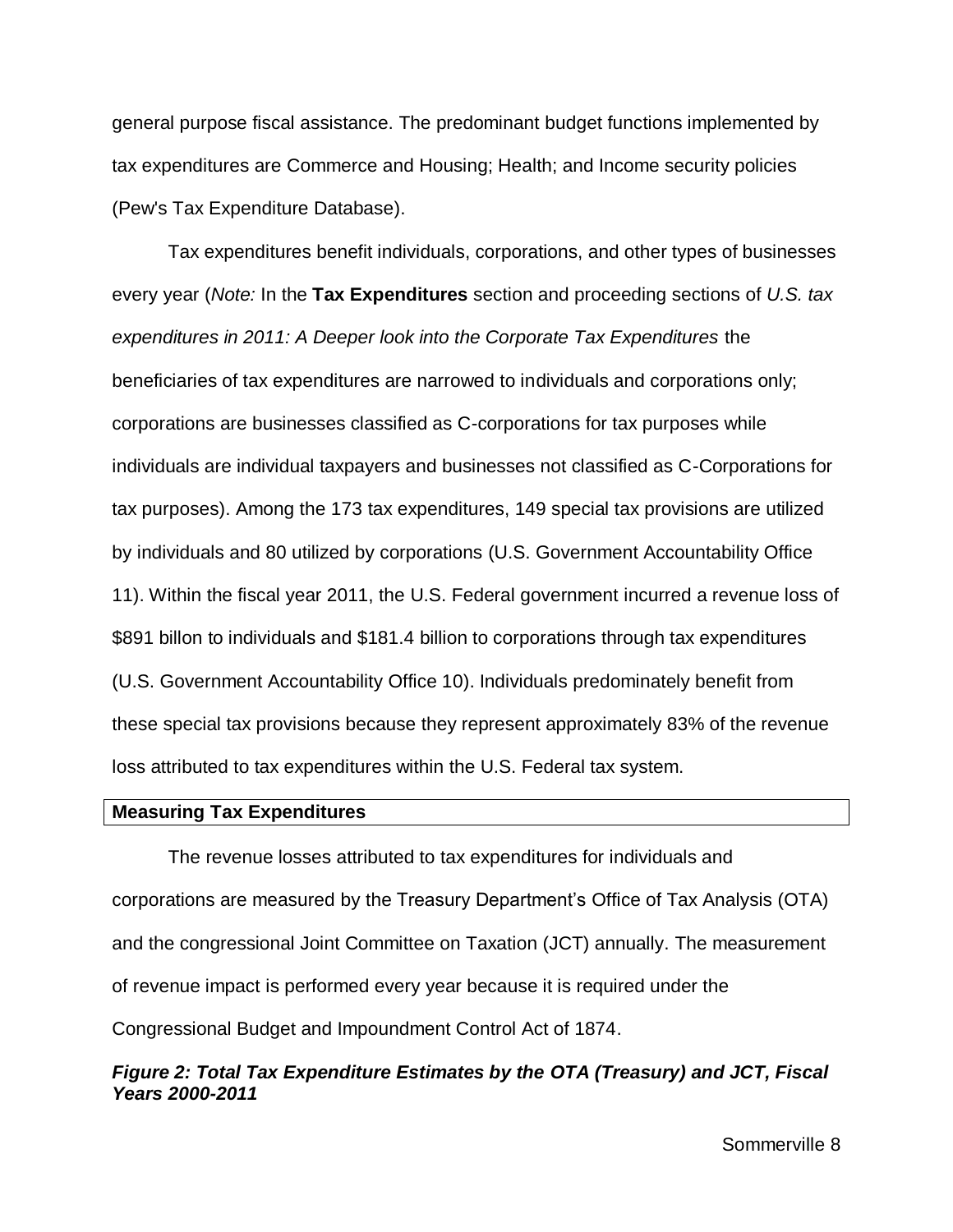general purpose fiscal assistance. The predominant budget functions implemented by tax expenditures are Commerce and Housing; Health; and Income security policies (Pew's Tax Expenditure Database).

Tax expenditures benefit individuals, corporations, and other types of businesses every year (*Note:* In the **Tax Expenditures** section and proceeding sections of *U.S. tax expenditures in 2011: A Deeper look into the Corporate Tax Expenditures* the beneficiaries of tax expenditures are narrowed to individuals and corporations only; corporations are businesses classified as C-corporations for tax purposes while individuals are individual taxpayers and businesses not classified as C-Corporations for tax purposes). Among the 173 tax expenditures, 149 special tax provisions are utilized by individuals and 80 utilized by corporations (U.S. Government Accountability Office 11). Within the fiscal year 2011, the U.S. Federal government incurred a revenue loss of $891 billon to individuals and $181.4 billion to corporations through tax expenditures (U.S. Government Accountability Office 10). Individuals predominately benefit from these special tax provisions because they represent approximately 83% of the revenue loss attributed to tax expenditures within the U.S. Federal tax system.

## Measuring Tax Expenditures

The revenue losses attributed to tax expenditures for individuals and corporations are measured by the Treasury Department's Office of Tax Analysis (OTA) and the congressional Joint Committee on Taxation (JCT) annually. The measurement of revenue impact is performed every year because it is required under the Congressional Budget and Impoundment Control Act of 1874.

***Figure 2: Total Tax Expenditure Estimates by the OTA (Treasury) and JCT, Fiscal Years 2000-2011***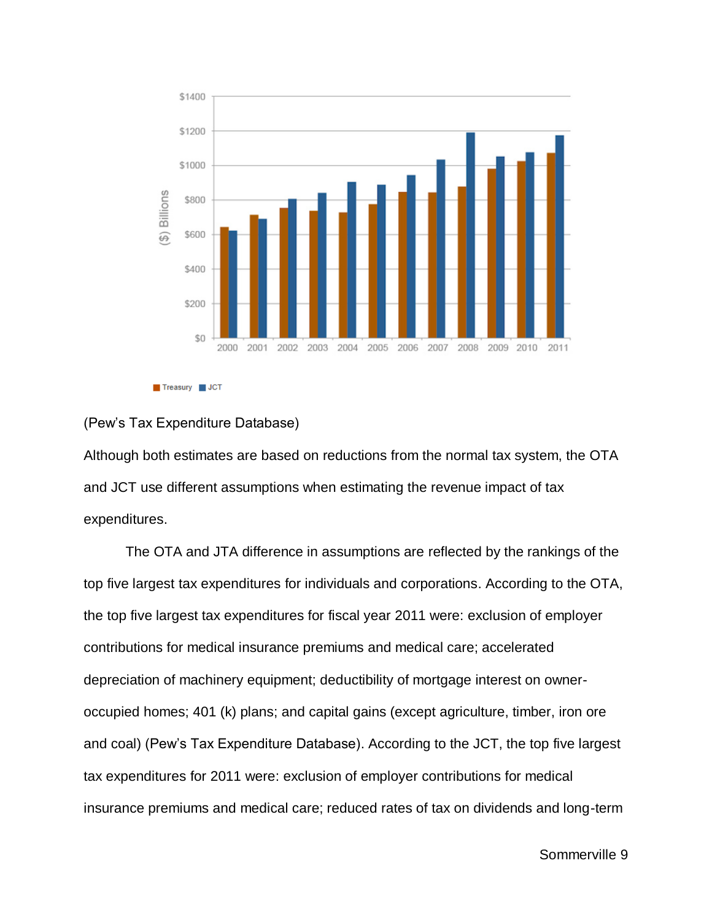(Pew's Tax Expenditure Database)

Although both estimates are based on reductions from the normal tax system, the OTA and JCT use different assumptions when estimating the revenue impact of tax expenditures.

The OTA and JTA difference in assumptions are reflected by the rankings of the top five largest tax expenditures for individuals and corporations. According to the OTA, the top five largest tax expenditures for fiscal year 2011 were: exclusion of employer contributions for medical insurance premiums and medical care; accelerated depreciation of machinery equipment; deductibility of mortgage interest on owner-occupied homes; 401 (k) plans; and capital gains (except agriculture, timber, iron ore and coal) (Pew's Tax Expenditure Database). According to the JCT, the top five largest tax expenditures for 2011 were: exclusion of employer contributions for medical insurance premiums and medical care; reduced rates of tax on dividends and long-term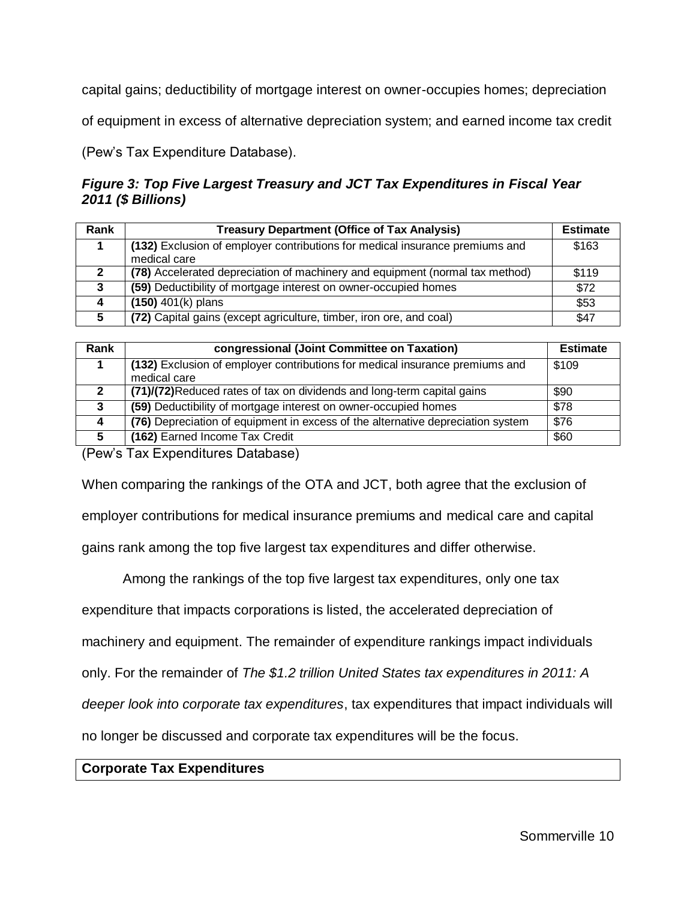capital gains; deductibility of mortgage interest on owner-occupies homes; depreciation of equipment in excess of alternative depreciation system; and earned income tax credit (Pew's Tax Expenditure Database).

***Figure 3: Top Five Largest Treasury and JCT Tax Expenditures in Fiscal Year 2011 ($ Billions)***

| Rank | Treasury Department (Office of Tax Analysis) | Estimate |
|---|---|---|
| 1 | **(132)** Exclusion of employer contributions for medical insurance premiums and medical care | $163 |
| 2 | **(78)** Accelerated depreciation of machinery and equipment (normal tax method) | $119 |
| 3 | **(59)** Deductibility of mortgage interest on owner-occupied homes | $72 |
| 4 | **(150)** 401(k) plans | $53 |
| 5 | **(72)** Capital gains (except agriculture, timber, iron ore, and coal) | $47 |

| Rank | congressional (Joint Committee on Taxation) | Estimate |
|---|---|---|
| 1 | **(132)** Exclusion of employer contributions for medical insurance premiums and medical care | $109 |
| 2 | **(71)/(72)** Reduced rates of tax on dividends and long-term capital gains | $90 |
| 3 | **(59)** Deductibility of mortgage interest on owner-occupied homes | $78 |
| 4 | **(76)** Depreciation of equipment in excess of the alternative depreciation system | $76 |
| 5 | **(162)** Earned Income Tax Credit | $60 |

(Pew's Tax Expenditures Database)

When comparing the rankings of the OTA and JCT, both agree that the exclusion of employer contributions for medical insurance premiums and medical care and capital gains rank among the top five largest tax expenditures and differ otherwise.

Among the rankings of the top five largest tax expenditures, only one tax expenditure that impacts corporations is listed, the accelerated depreciation of machinery and equipment. The remainder of expenditure rankings impact individuals only. For the remainder of *The $1.2 trillion United States tax expenditures in 2011: A deeper look into corporate tax expenditures*, tax expenditures that impact individuals will no longer be discussed and corporate tax expenditures will be the focus.

## Corporate Tax Expenditures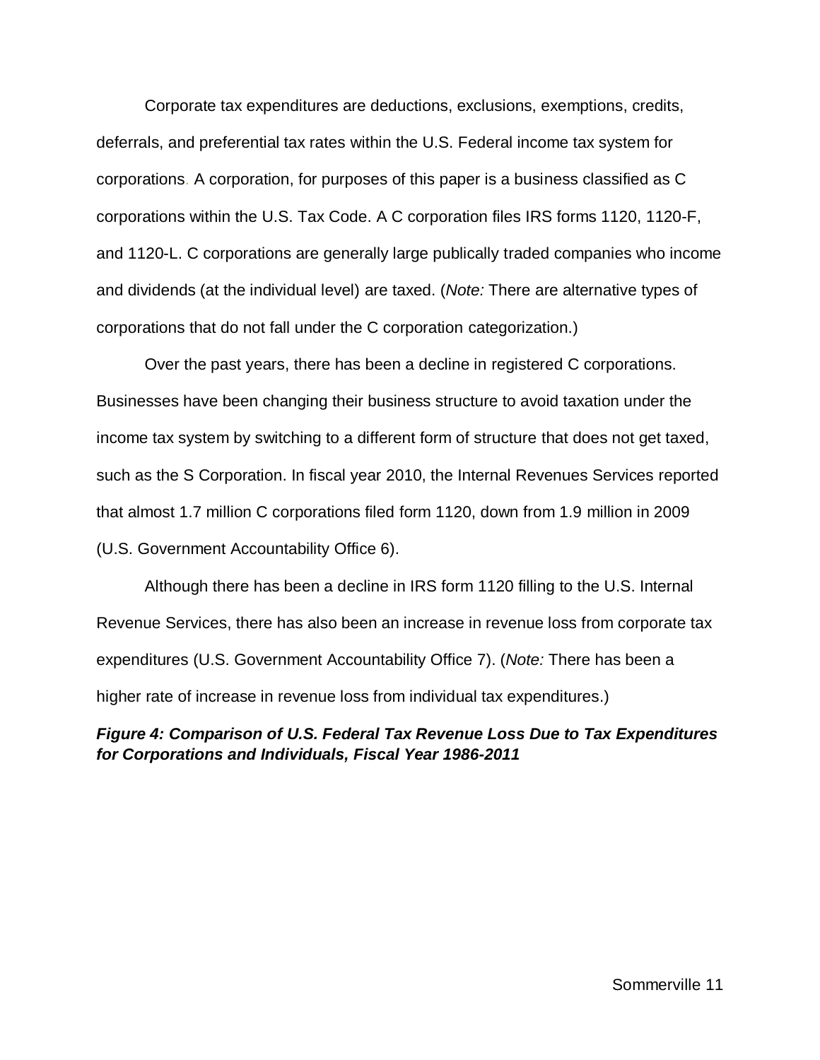Corporate tax expenditures are deductions, exclusions, exemptions, credits, deferrals, and preferential tax rates within the U.S. Federal income tax system for corporations. A corporation, for purposes of this paper is a business classified as C corporations within the U.S. Tax Code. A C corporation files IRS forms 1120, 1120-F, and 1120-L. C corporations are generally large publically traded companies who income and dividends (at the individual level) are taxed. (*Note:* There are alternative types of corporations that do not fall under the C corporation categorization.)

Over the past years, there has been a decline in registered C corporations. Businesses have been changing their business structure to avoid taxation under the income tax system by switching to a different form of structure that does not get taxed, such as the S Corporation. In fiscal year 2010, the Internal Revenues Services reported that almost 1.7 million C corporations filed form 1120, down from 1.9 million in 2009 (U.S. Government Accountability Office 6).

Although there has been a decline in IRS form 1120 filling to the U.S. Internal Revenue Services, there has also been an increase in revenue loss from corporate tax expenditures (U.S. Government Accountability Office 7). (*Note:* There has been a higher rate of increase in revenue loss from individual tax expenditures.)

***Figure 4: Comparison of U.S. Federal Tax Revenue Loss Due to Tax Expenditures for Corporations and Individuals, Fiscal Year 1986-2011***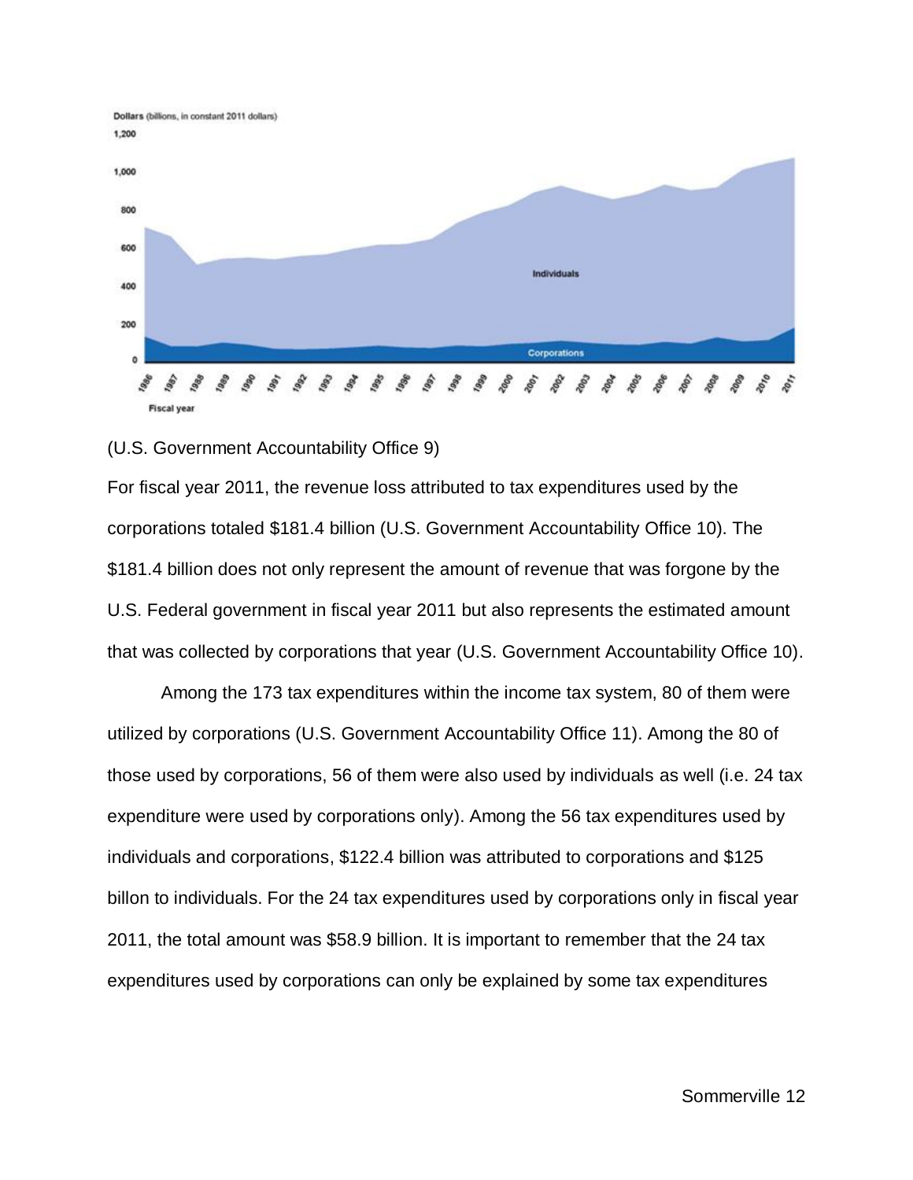(U.S. Government Accountability Office 9)

For fiscal year 2011, the revenue loss attributed to tax expenditures used by the corporations totaled $181.4 billion (U.S. Government Accountability Office 10). The $181.4 billion does not only represent the amount of revenue that was forgone by the U.S. Federal government in fiscal year 2011 but also represents the estimated amount that was collected by corporations that year (U.S. Government Accountability Office 10).

Among the 173 tax expenditures within the income tax system, 80 of them were utilized by corporations (U.S. Government Accountability Office 11). Among the 80 of those used by corporations, 56 of them were also used by individuals as well (i.e. 24 tax expenditure were used by corporations only). Among the 56 tax expenditures used by individuals and corporations, $122.4 billion was attributed to corporations and $125 billon to individuals. For the 24 tax expenditures used by corporations only in fiscal year 2011, the total amount was $58.9 billion. It is important to remember that the 24 tax expenditures used by corporations can only be explained by some tax expenditures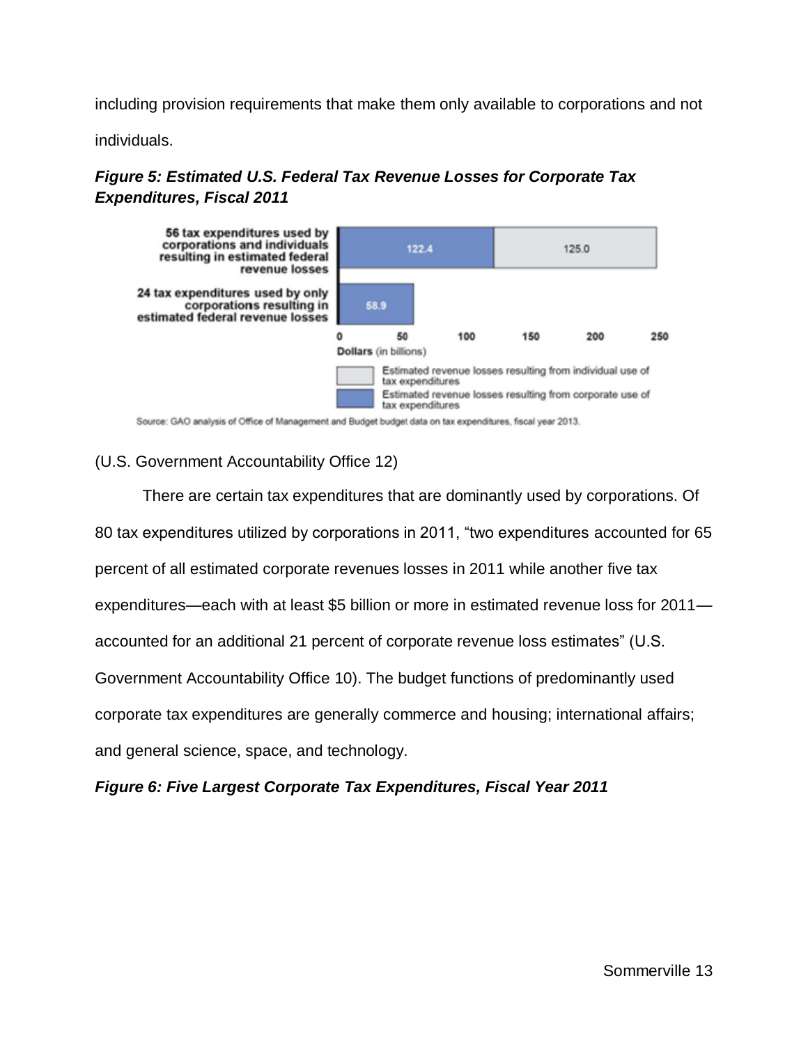including provision requirements that make them only available to corporations and not individuals.

***Figure 5: Estimated U.S. Federal Tax Revenue Losses for Corporate Tax Expenditures, Fiscal 2011***

(U.S. Government Accountability Office 12)

There are certain tax expenditures that are dominantly used by corporations. Of 80 tax expenditures utilized by corporations in 2011, "two expenditures accounted for 65 percent of all estimated corporate revenues losses in 2011 while another five tax expenditures—each with at least $5 billion or more in estimated revenue loss for 2011—accounted for an additional 21 percent of corporate revenue loss estimates" (U.S. Government Accountability Office 10). The budget functions of predominantly used corporate tax expenditures are generally commerce and housing; international affairs; and general science, space, and technology.

***Figure 6: Five Largest Corporate Tax Expenditures, Fiscal Year 2011***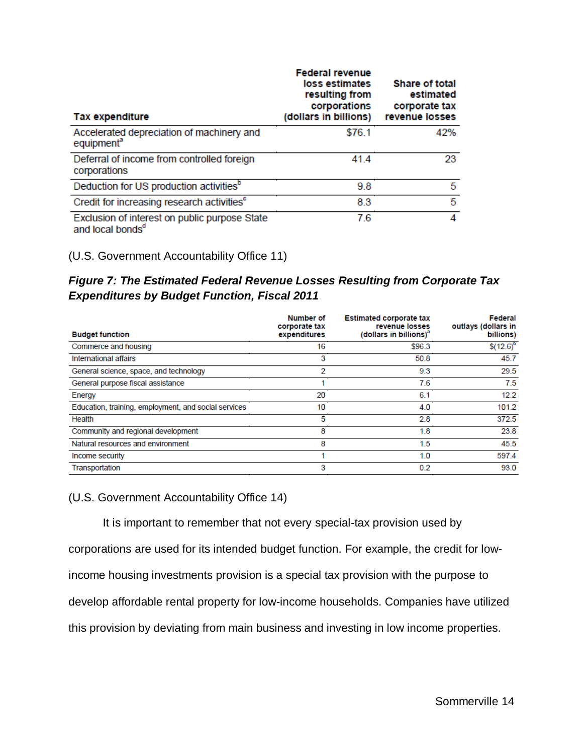| Tax expenditure | Federal revenue loss estimates resulting from corporations (dollars in billions) | Share of total estimated corporate tax revenue losses |
|---|---|---|
| Accelerated depreciation of machinery and equipment[a] | $76.1 | 42% |
| Deferral of income from controlled foreign corporations | 41.4 | 23 |
| Deduction for US production activities[b] | 9.8 | 5 |
| Credit for increasing research activities[c] | 8.3 | 5 |
| Exclusion of interest on public purpose State and local bonds[d] | 7.6 | 4 |

(U.S. Government Accountability Office 11)

***Figure 7: The Estimated Federal Revenue Losses Resulting from Corporate Tax Expenditures by Budget Function, Fiscal 2011***

| Budget function | Number of corporate tax expenditures | Estimated corporate tax revenue losses (dollars in billions)[a] | Federal outlays (dollars in billions) |
|---|---|---|---|
| Commerce and housing | 16 | $96.3 | $(12.6)[b] |
| International affairs | 3 | 50.8 | 45.7 |
| General science, space, and technology | 2 | 9.3 | 29.5 |
| General purpose fiscal assistance | 1 | 7.6 | 7.5 |
| Energy | 20 | 6.1 | 12.2 |
| Education, training, employment, and social services | 10 | 4.0 | 101.2 |
| Health | 5 | 2.8 | 372.5 |
| Community and regional development | 8 | 1.8 | 23.8 |
| Natural resources and environment | 8 | 1.5 | 45.5 |
| Income security | 1 | 1.0 | 597.4 |
| Transportation | 3 | 0.2 | 93.0 |

(U.S. Government Accountability Office 14)

It is important to remember that not every special-tax provision used by corporations are used for its intended budget function. For example, the credit for low-income housing investments provision is a special tax provision with the purpose to develop affordable rental property for low-income households. Companies have utilized this provision by deviating from main business and investing in low income properties.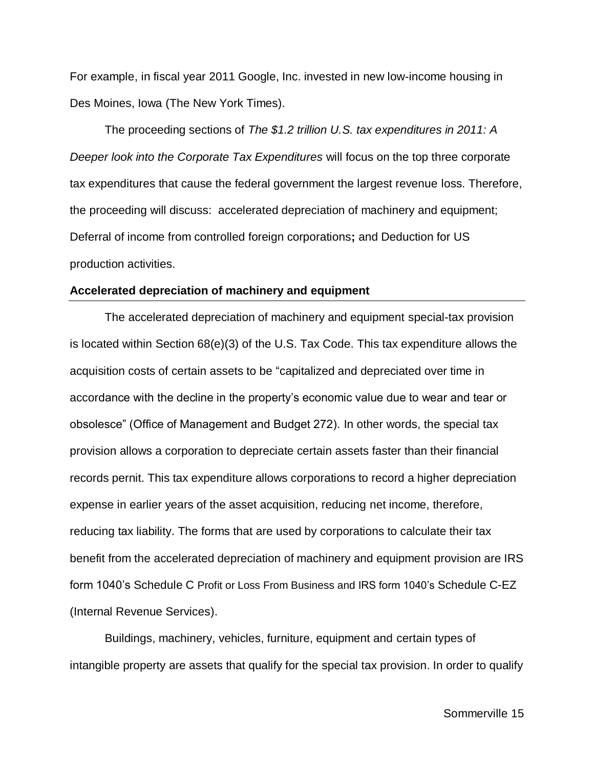For example, in fiscal year 2011 Google, Inc. invested in new low-income housing in Des Moines, Iowa (The New York Times).

The proceeding sections of *The $1.2 trillion U.S. tax expenditures in 2011: A Deeper look into the Corporate Tax Expenditures* will focus on the top three corporate tax expenditures that cause the federal government the largest revenue loss. Therefore, the proceeding will discuss: accelerated depreciation of machinery and equipment; Deferral of income from controlled foreign corporations**;** and Deduction for US production activities.

## Accelerated depreciation of machinery and equipment

The accelerated depreciation of machinery and equipment special-tax provision is located within Section 68(e)(3) of the U.S. Tax Code. This tax expenditure allows the acquisition costs of certain assets to be "capitalized and depreciated over time in accordance with the decline in the property's economic value due to wear and tear or obsolesce" (Office of Management and Budget 272). In other words, the special tax provision allows a corporation to depreciate certain assets faster than their financial records pernit. This tax expenditure allows corporations to record a higher depreciation expense in earlier years of the asset acquisition, reducing net income, therefore, reducing tax liability. The forms that are used by corporations to calculate their tax benefit from the accelerated depreciation of machinery and equipment provision are IRS form 1040's Schedule C Profit or Loss From Business and IRS form 1040's Schedule C-EZ (Internal Revenue Services).

Buildings, machinery, vehicles, furniture, equipment and certain types of intangible property are assets that qualify for the special tax provision. In order to qualify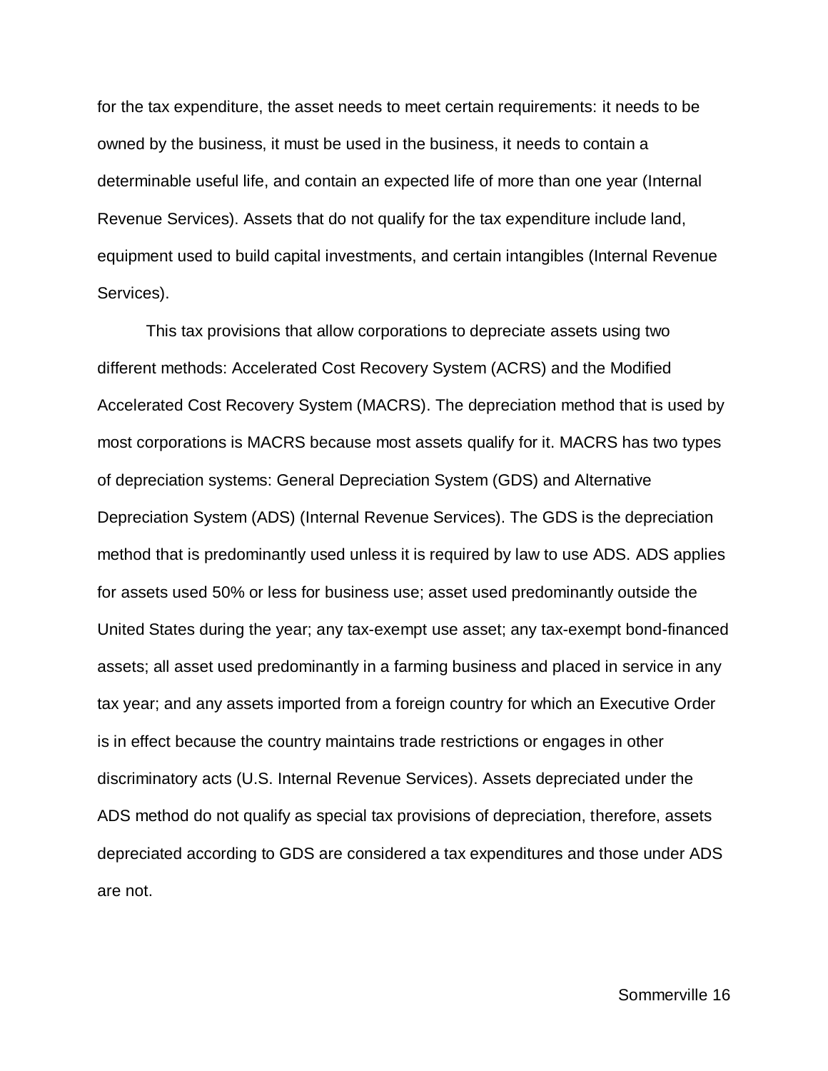for the tax expenditure, the asset needs to meet certain requirements: it needs to be owned by the business, it must be used in the business, it needs to contain a determinable useful life, and contain an expected life of more than one year (Internal Revenue Services). Assets that do not qualify for the tax expenditure include land, equipment used to build capital investments, and certain intangibles (Internal Revenue Services).

This tax provisions that allow corporations to depreciate assets using two different methods: Accelerated Cost Recovery System (ACRS) and the Modified Accelerated Cost Recovery System (MACRS). The depreciation method that is used by most corporations is MACRS because most assets qualify for it. MACRS has two types of depreciation systems: General Depreciation System (GDS) and Alternative Depreciation System (ADS) (Internal Revenue Services). The GDS is the depreciation method that is predominantly used unless it is required by law to use ADS. ADS applies for assets used 50% or less for business use; asset used predominantly outside the United States during the year; any tax-exempt use asset; any tax-exempt bond-financed assets; all asset used predominantly in a farming business and placed in service in any tax year; and any assets imported from a foreign country for which an Executive Order is in effect because the country maintains trade restrictions or engages in other discriminatory acts (U.S. Internal Revenue Services). Assets depreciated under the ADS method do not qualify as special tax provisions of depreciation, therefore, assets depreciated according to GDS are considered a tax expenditures and those under ADS are not.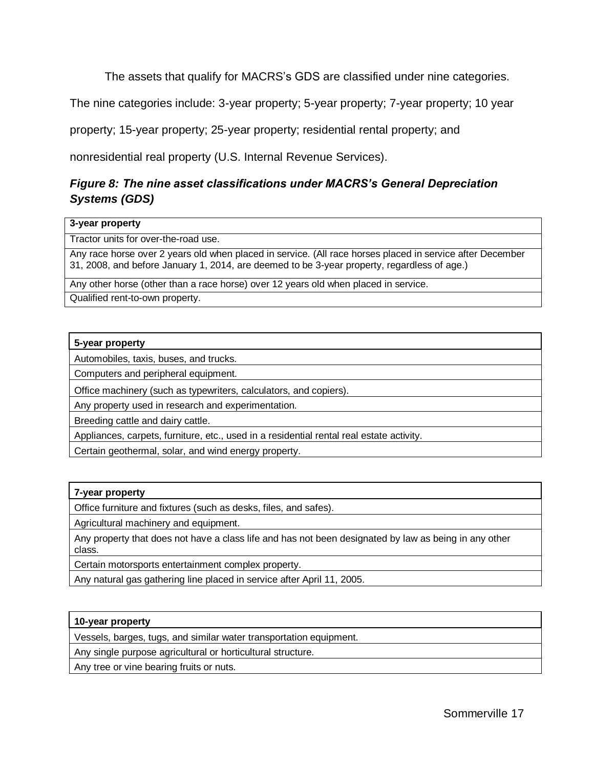The assets that qualify for MACRS's GDS are classified under nine categories. The nine categories include: 3-year property; 5-year property; 7-year property; 10 year property; 15-year property; 25-year property; residential rental property; and nonresidential real property (U.S. Internal Revenue Services).

***Figure 8: The nine asset classifications under MACRS's General Depreciation Systems (GDS)***

| **3-year property** |
|---|
| Tractor units for over-the-road use. |
| Any race horse over 2 years old when placed in service. (All race horses placed in service after December 31, 2008, and before January 1, 2014, are deemed to be 3-year property, regardless of age.) |
| Any other horse (other than a race horse) over 12 years old when placed in service. |
| Qualified rent-to-own property. |

| **5-year property** |
|---|
| Automobiles, taxis, buses, and trucks. |
| Computers and peripheral equipment. |
| Office machinery (such as typewriters, calculators, and copiers). |
| Any property used in research and experimentation. |
| Breeding cattle and dairy cattle. |
| Appliances, carpets, furniture, etc., used in a residential rental real estate activity. |
| Certain geothermal, solar, and wind energy property. |

| **7-year property** |
|---|
| Office furniture and fixtures (such as desks, files, and safes). |
| Agricultural machinery and equipment. |
| Any property that does not have a class life and has not been designated by law as being in any other class. |
| Certain motorsports entertainment complex property. |
| Any natural gas gathering line placed in service after April 11, 2005. |

| **10-year property** |
|---|
| Vessels, barges, tugs, and similar water transportation equipment. |
| Any single purpose agricultural or horticultural structure. |
| Any tree or vine bearing fruits or nuts. |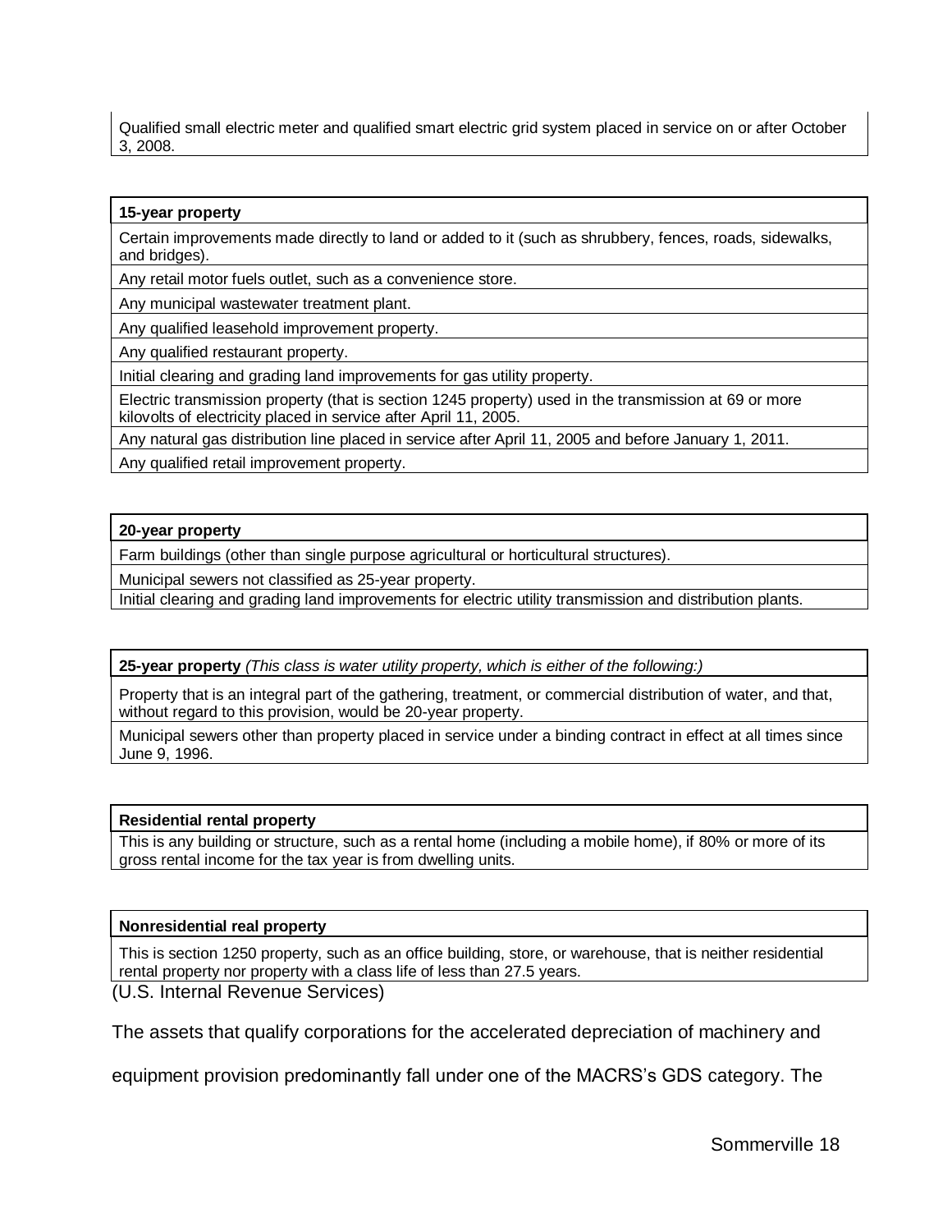| Qualified small electric meter and qualified smart electric grid system placed in service on or after October 3, 2008. |
|---|

| **15-year property** |
|---|
| Certain improvements made directly to land or added to it (such as shrubbery, fences, roads, sidewalks, and bridges). |
| Any retail motor fuels outlet, such as a convenience store. |
| Any municipal wastewater treatment plant. |
| Any qualified leasehold improvement property. |
| Any qualified restaurant property. |
| Initial clearing and grading land improvements for gas utility property. |
| Electric transmission property (that is section 1245 property) used in the transmission at 69 or more kilovolts of electricity placed in service after April 11, 2005. |
| Any natural gas distribution line placed in service after April 11, 2005 and before January 1, 2011. |
| Any qualified retail improvement property. |

| **20-year property** |
|---|
| Farm buildings (other than single purpose agricultural or horticultural structures). |
| Municipal sewers not classified as 25-year property. |
| Initial clearing and grading land improvements for electric utility transmission and distribution plants. |

| **25-year property** *(This class is water utility property, which is either of the following:)* |
|---|
| Property that is an integral part of the gathering, treatment, or commercial distribution of water, and that, without regard to this provision, would be 20-year property. |
| Municipal sewers other than property placed in service under a binding contract in effect at all times since June 9, 1996. |

| **Residential rental property** |
|---|
| This is any building or structure, such as a rental home (including a mobile home), if 80% or more of its gross rental income for the tax year is from dwelling units. |

| **Nonresidential real property** |
|---|
| This is section 1250 property, such as an office building, store, or warehouse, that is neither residential rental property nor property with a class life of less than 27.5 years. |

(U.S. Internal Revenue Services)

The assets that qualify corporations for the accelerated depreciation of machinery and equipment provision predominantly fall under one of the MACRS's GDS category. The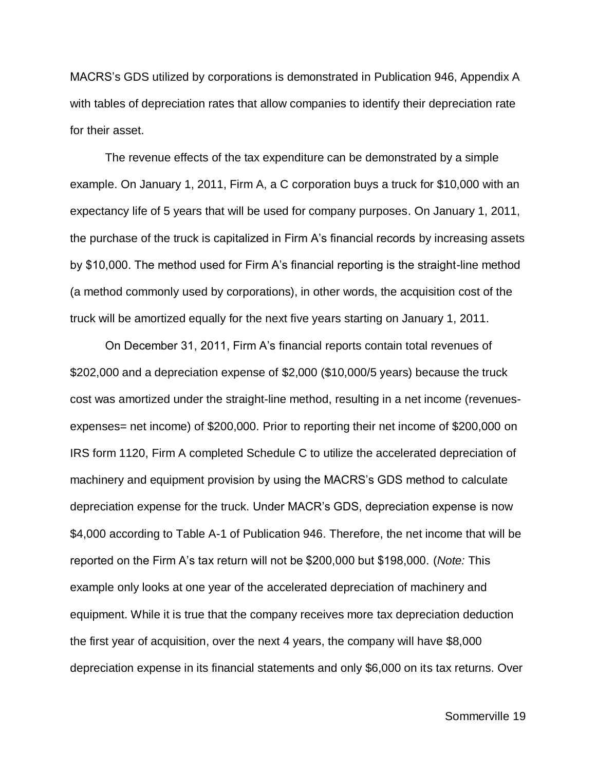MACRS's GDS utilized by corporations is demonstrated in Publication 946, Appendix A with tables of depreciation rates that allow companies to identify their depreciation rate for their asset.

The revenue effects of the tax expenditure can be demonstrated by a simple example. On January 1, 2011, Firm A, a C corporation buys a truck for $10,000 with an expectancy life of 5 years that will be used for company purposes. On January 1, 2011, the purchase of the truck is capitalized in Firm A's financial records by increasing assets by $10,000. The method used for Firm A's financial reporting is the straight-line method (a method commonly used by corporations), in other words, the acquisition cost of the truck will be amortized equally for the next five years starting on January 1, 2011.

On December 31, 2011, Firm A's financial reports contain total revenues of $202,000 and a depreciation expense of $2,000 ($10,000/5 years) because the truck cost was amortized under the straight-line method, resulting in a net income (revenues-expenses= net income) of $200,000. Prior to reporting their net income of $200,000 on IRS form 1120, Firm A completed Schedule C to utilize the accelerated depreciation of machinery and equipment provision by using the MACRS's GDS method to calculate depreciation expense for the truck. Under MACR's GDS, depreciation expense is now $4,000 according to Table A-1 of Publication 946. Therefore, the net income that will be reported on the Firm A's tax return will not be $200,000 but $198,000. (*Note:* This example only looks at one year of the accelerated depreciation of machinery and equipment. While it is true that the company receives more tax depreciation deduction the first year of acquisition, over the next 4 years, the company will have $8,000 depreciation expense in its financial statements and only $6,000 on its tax returns. Over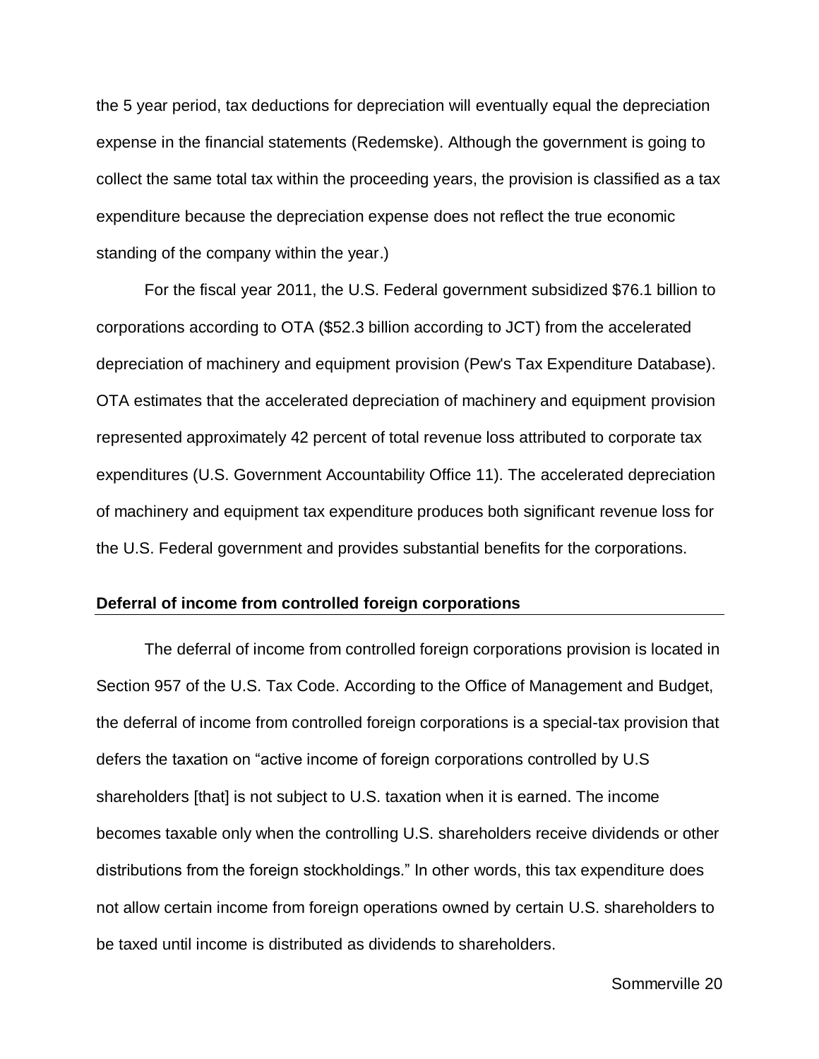the 5 year period, tax deductions for depreciation will eventually equal the depreciation expense in the financial statements (Redemske). Although the government is going to collect the same total tax within the proceeding years, the provision is classified as a tax expenditure because the depreciation expense does not reflect the true economic standing of the company within the year.)

For the fiscal year 2011, the U.S. Federal government subsidized $76.1 billion to corporations according to OTA ($52.3 billion according to JCT) from the accelerated depreciation of machinery and equipment provision (Pew's Tax Expenditure Database). OTA estimates that the accelerated depreciation of machinery and equipment provision represented approximately 42 percent of total revenue loss attributed to corporate tax expenditures (U.S. Government Accountability Office 11). The accelerated depreciation of machinery and equipment tax expenditure produces both significant revenue loss for the U.S. Federal government and provides substantial benefits for the corporations.

**Deferral of income from controlled foreign corporations**

The deferral of income from controlled foreign corporations provision is located in Section 957 of the U.S. Tax Code. According to the Office of Management and Budget, the deferral of income from controlled foreign corporations is a special-tax provision that defers the taxation on "active income of foreign corporations controlled by U.S shareholders [that] is not subject to U.S. taxation when it is earned. The income becomes taxable only when the controlling U.S. shareholders receive dividends or other distributions from the foreign stockholdings." In other words, this tax expenditure does not allow certain income from foreign operations owned by certain U.S. shareholders to be taxed until income is distributed as dividends to shareholders.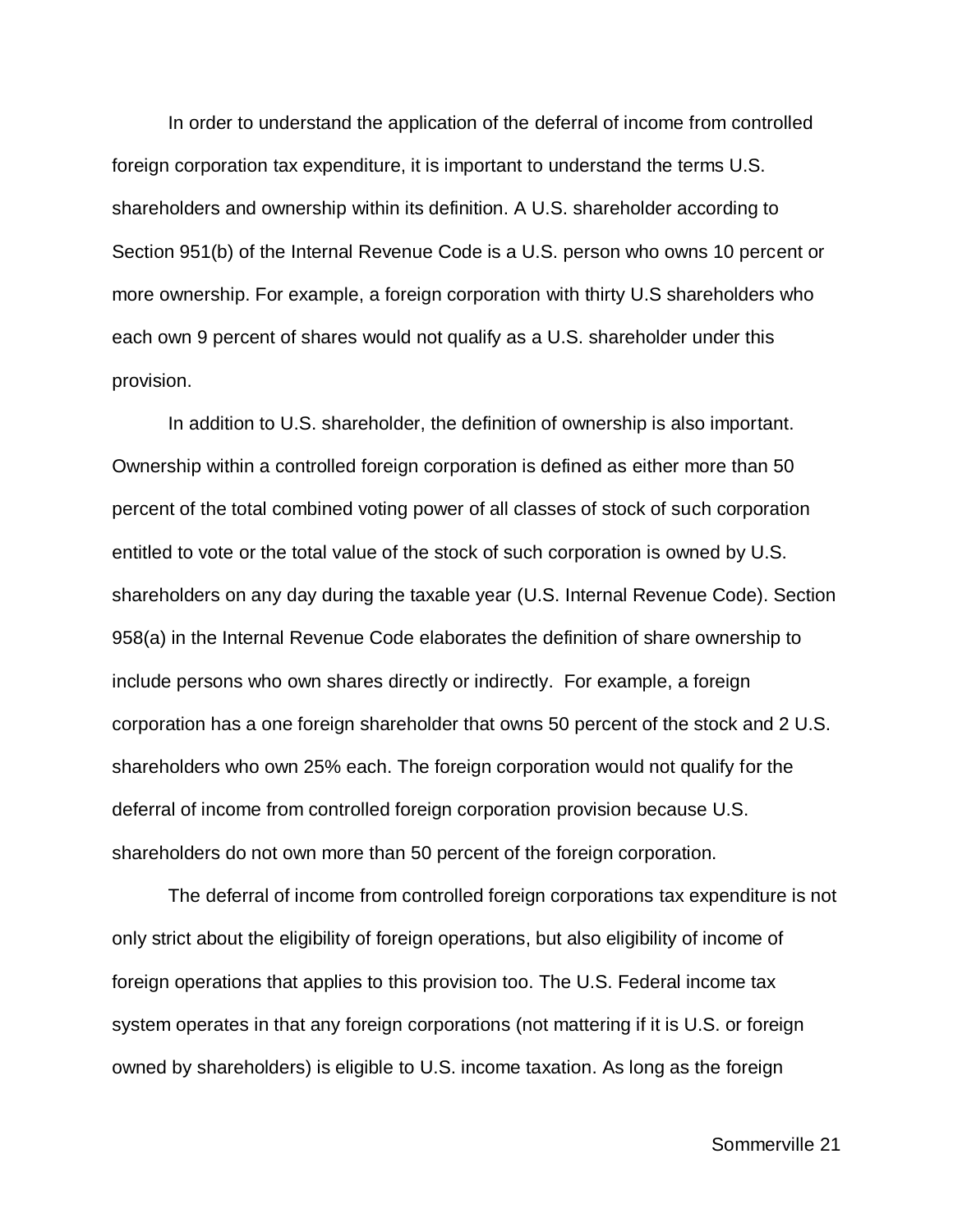In order to understand the application of the deferral of income from controlled foreign corporation tax expenditure, it is important to understand the terms U.S. shareholders and ownership within its definition. A U.S. shareholder according to Section 951(b) of the Internal Revenue Code is a U.S. person who owns 10 percent or more ownership. For example, a foreign corporation with thirty U.S shareholders who each own 9 percent of shares would not qualify as a U.S. shareholder under this provision.

In addition to U.S. shareholder, the definition of ownership is also important. Ownership within a controlled foreign corporation is defined as either more than 50 percent of the total combined voting power of all classes of stock of such corporation entitled to vote or the total value of the stock of such corporation is owned by U.S. shareholders on any day during the taxable year (U.S. Internal Revenue Code). Section 958(a) in the Internal Revenue Code elaborates the definition of share ownership to include persons who own shares directly or indirectly. For example, a foreign corporation has a one foreign shareholder that owns 50 percent of the stock and 2 U.S. shareholders who own 25% each. The foreign corporation would not qualify for the deferral of income from controlled foreign corporation provision because U.S. shareholders do not own more than 50 percent of the foreign corporation.

The deferral of income from controlled foreign corporations tax expenditure is not only strict about the eligibility of foreign operations, but also eligibility of income of foreign operations that applies to this provision too. The U.S. Federal income tax system operates in that any foreign corporations (not mattering if it is U.S. or foreign owned by shareholders) is eligible to U.S. income taxation. As long as the foreign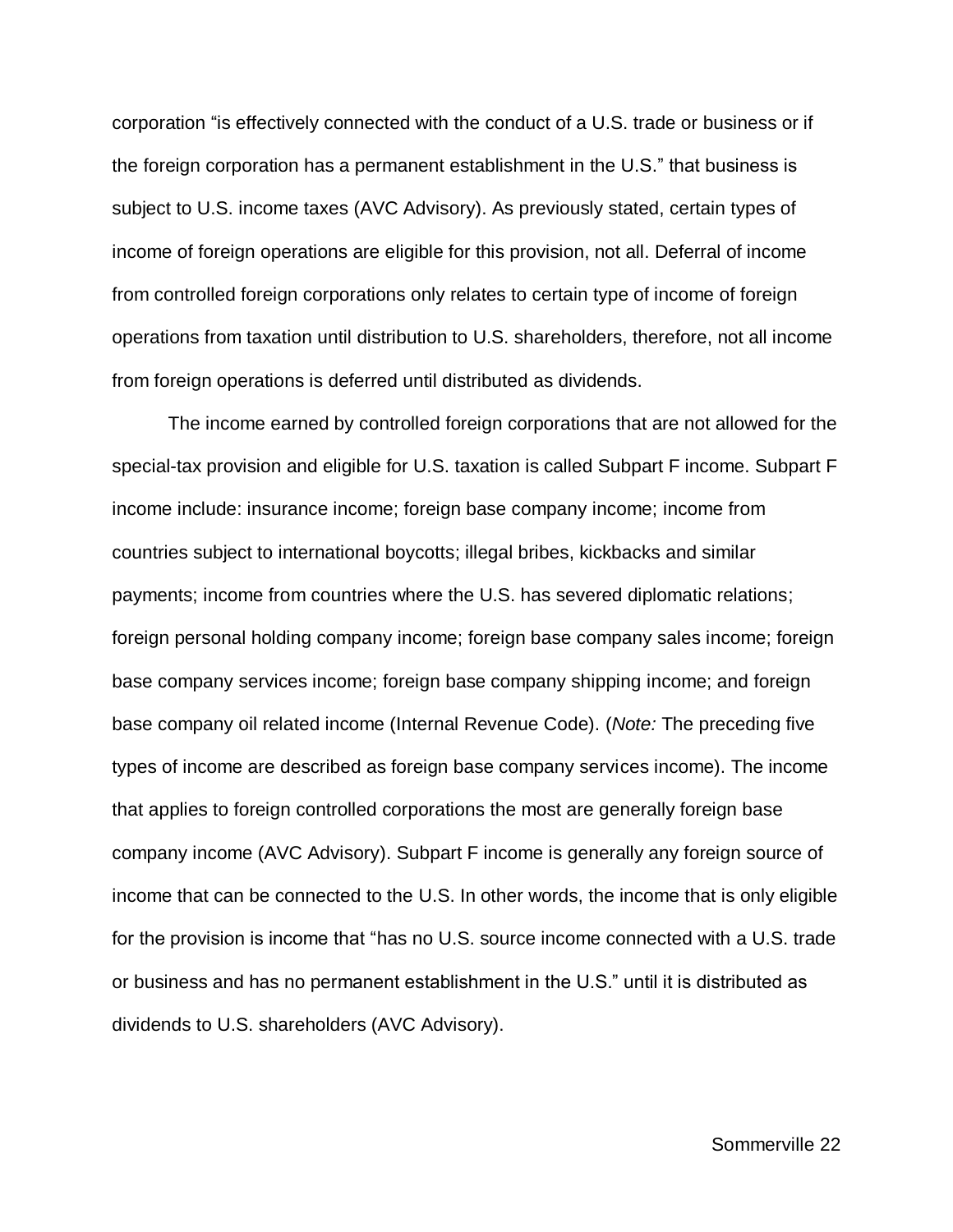corporation “is effectively connected with the conduct of a U.S. trade or business or if the foreign corporation has a permanent establishment in the U.S.” that business is subject to U.S. income taxes (AVC Advisory). As previously stated, certain types of income of foreign operations are eligible for this provision, not all. Deferral of income from controlled foreign corporations only relates to certain type of income of foreign operations from taxation until distribution to U.S. shareholders, therefore, not all income from foreign operations is deferred until distributed as dividends.

The income earned by controlled foreign corporations that are not allowed for the special-tax provision and eligible for U.S. taxation is called Subpart F income. Subpart F income include: insurance income; foreign base company income; income from countries subject to international boycotts; illegal bribes, kickbacks and similar payments; income from countries where the U.S. has severed diplomatic relations; foreign personal holding company income; foreign base company sales income; foreign base company services income; foreign base company shipping income; and foreign base company oil related income (Internal Revenue Code). (*Note:* The preceding five types of income are described as foreign base company services income). The income that applies to foreign controlled corporations the most are generally foreign base company income (AVC Advisory). Subpart F income is generally any foreign source of income that can be connected to the U.S. In other words, the income that is only eligible for the provision is income that “has no U.S. source income connected with a U.S. trade or business and has no permanent establishment in the U.S.” until it is distributed as dividends to U.S. shareholders (AVC Advisory).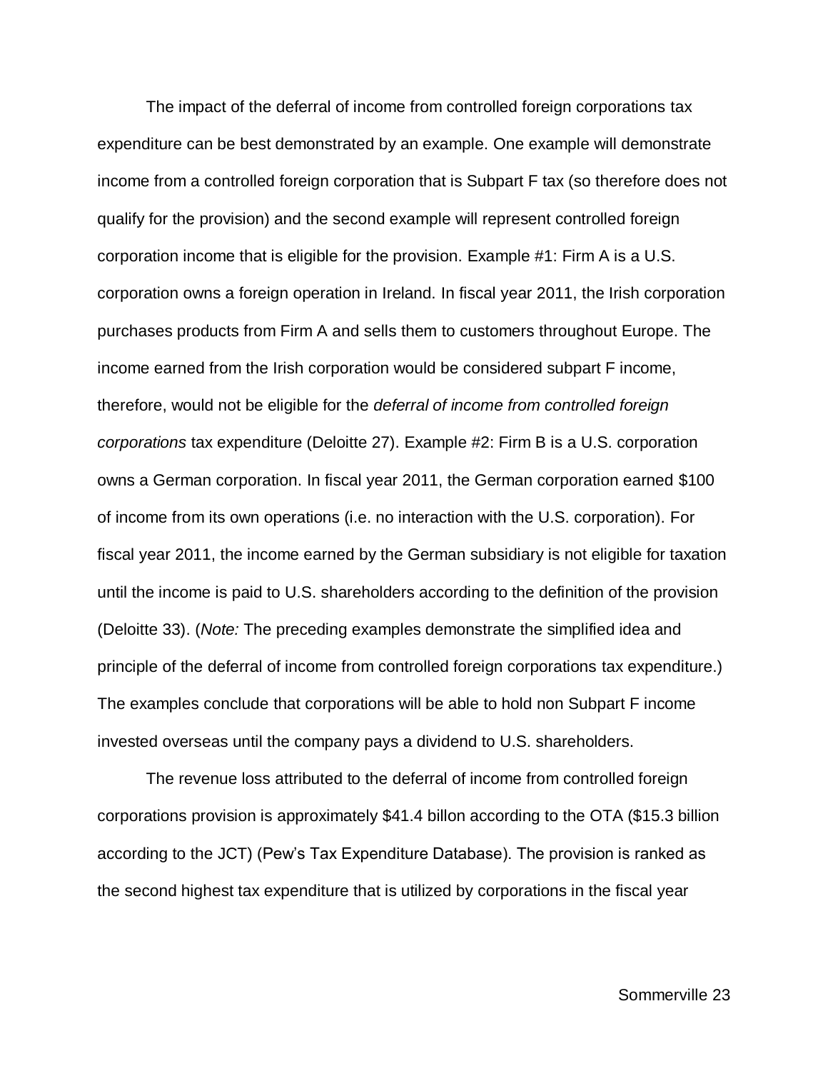The impact of the deferral of income from controlled foreign corporations tax expenditure can be best demonstrated by an example. One example will demonstrate income from a controlled foreign corporation that is Subpart F tax (so therefore does not qualify for the provision) and the second example will represent controlled foreign corporation income that is eligible for the provision. Example #1: Firm A is a U.S. corporation owns a foreign operation in Ireland. In fiscal year 2011, the Irish corporation purchases products from Firm A and sells them to customers throughout Europe. The income earned from the Irish corporation would be considered subpart F income, therefore, would not be eligible for the *deferral of income from controlled foreign corporations* tax expenditure (Deloitte 27). Example #2: Firm B is a U.S. corporation owns a German corporation. In fiscal year 2011, the German corporation earned $100 of income from its own operations (i.e. no interaction with the U.S. corporation). For fiscal year 2011, the income earned by the German subsidiary is not eligible for taxation until the income is paid to U.S. shareholders according to the definition of the provision (Deloitte 33). (*Note:* The preceding examples demonstrate the simplified idea and principle of the deferral of income from controlled foreign corporations tax expenditure.) The examples conclude that corporations will be able to hold non Subpart F income invested overseas until the company pays a dividend to U.S. shareholders.

The revenue loss attributed to the deferral of income from controlled foreign corporations provision is approximately $41.4 billon according to the OTA ($15.3 billion according to the JCT) (Pew's Tax Expenditure Database). The provision is ranked as the second highest tax expenditure that is utilized by corporations in the fiscal year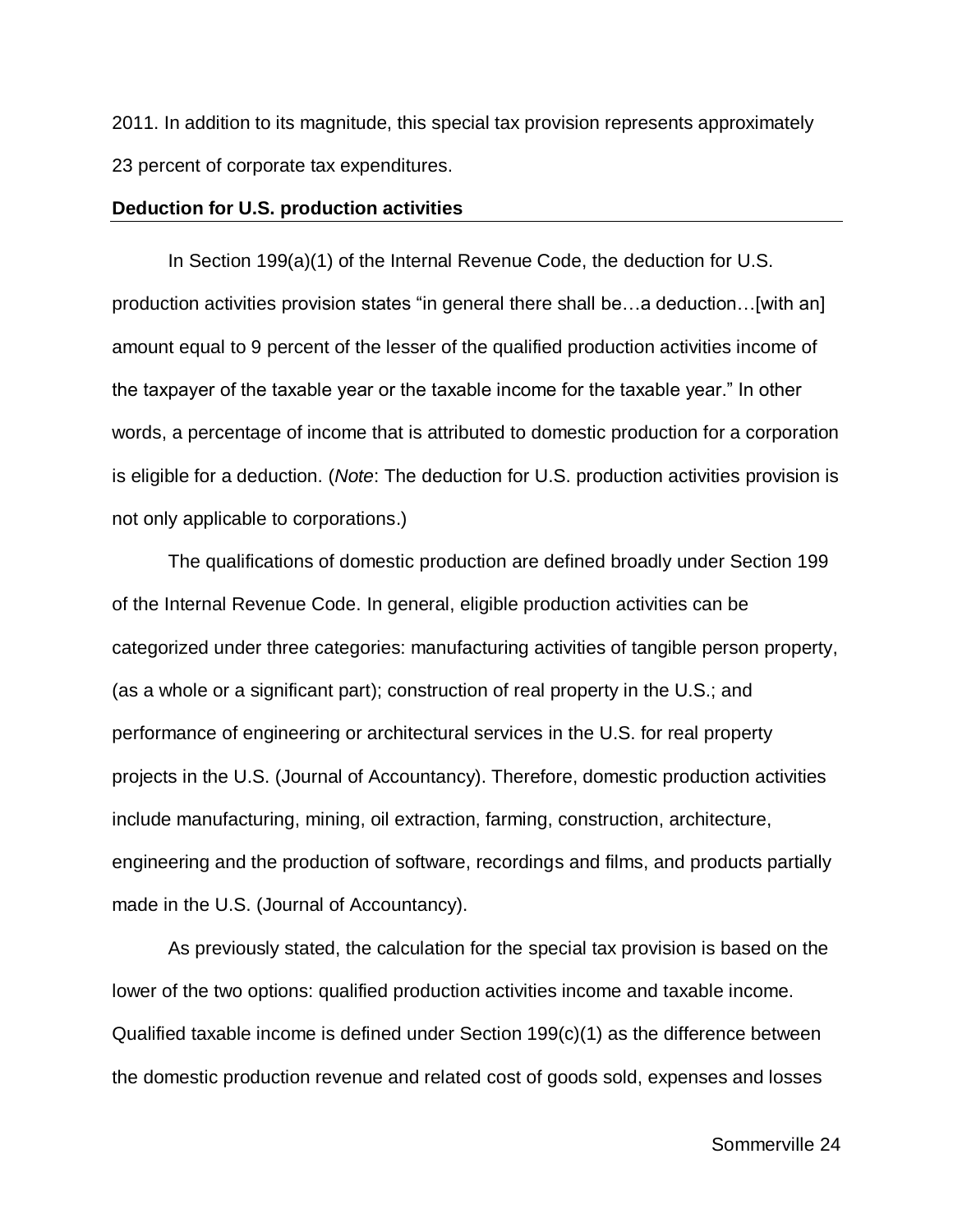2011. In addition to its magnitude, this special tax provision represents approximately 23 percent of corporate tax expenditures.

**Deduction for U.S. production activities**

In Section 199(a)(1) of the Internal Revenue Code, the deduction for U.S. production activities provision states “in general there shall be…a deduction…[with an] amount equal to 9 percent of the lesser of the qualified production activities income of the taxpayer of the taxable year or the taxable income for the taxable year.” In other words, a percentage of income that is attributed to domestic production for a corporation is eligible for a deduction. (*Note*: The deduction for U.S. production activities provision is not only applicable to corporations.)

The qualifications of domestic production are defined broadly under Section 199 of the Internal Revenue Code. In general, eligible production activities can be categorized under three categories: manufacturing activities of tangible person property, (as a whole or a significant part); construction of real property in the U.S.; and performance of engineering or architectural services in the U.S. for real property projects in the U.S. (Journal of Accountancy). Therefore, domestic production activities include manufacturing, mining, oil extraction, farming, construction, architecture, engineering and the production of software, recordings and films, and products partially made in the U.S. (Journal of Accountancy).

As previously stated, the calculation for the special tax provision is based on the lower of the two options: qualified production activities income and taxable income. Qualified taxable income is defined under Section 199(c)(1) as the difference between the domestic production revenue and related cost of goods sold, expenses and losses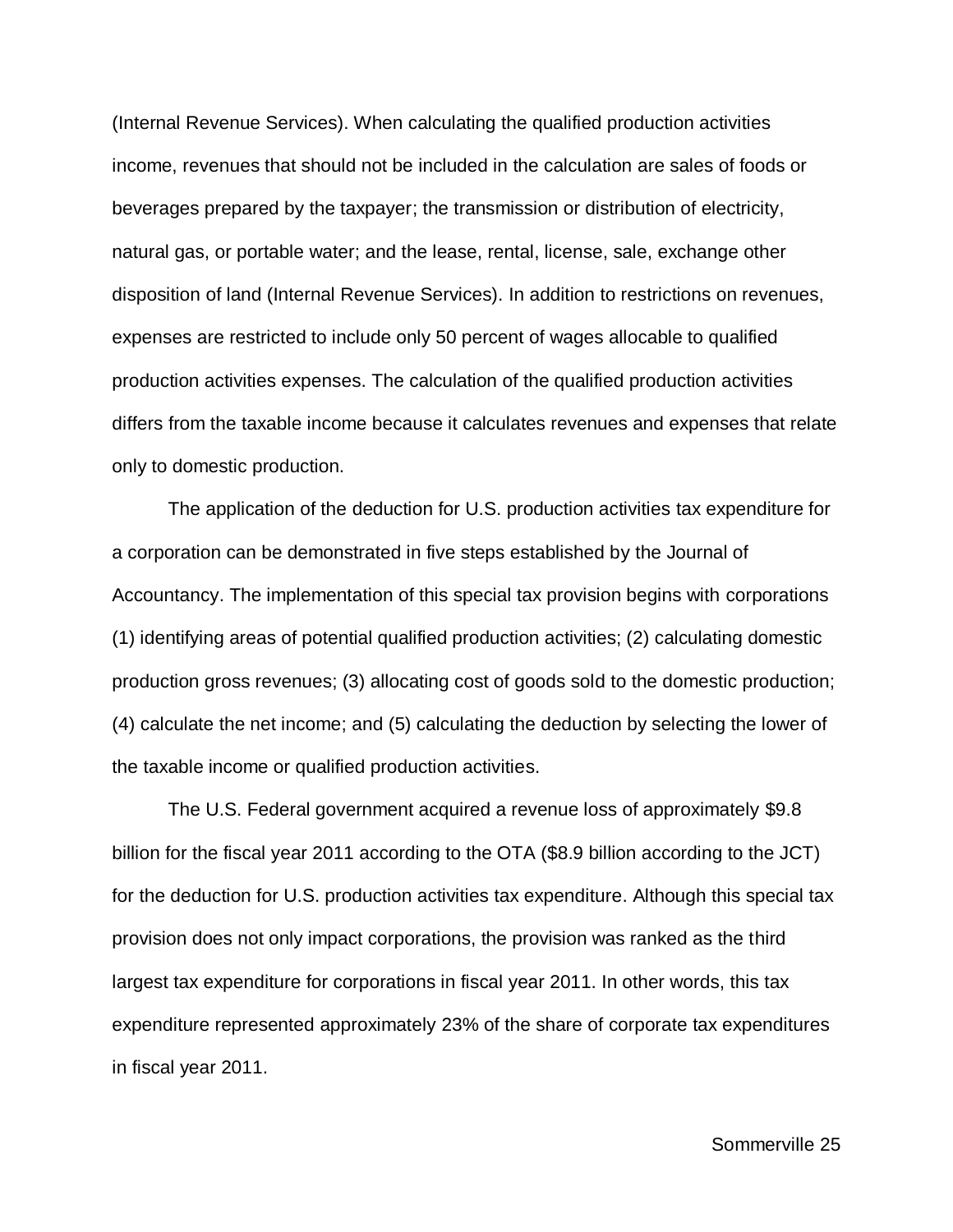(Internal Revenue Services). When calculating the qualified production activities income, revenues that should not be included in the calculation are sales of foods or beverages prepared by the taxpayer; the transmission or distribution of electricity, natural gas, or portable water; and the lease, rental, license, sale, exchange other disposition of land (Internal Revenue Services). In addition to restrictions on revenues, expenses are restricted to include only 50 percent of wages allocable to qualified production activities expenses. The calculation of the qualified production activities differs from the taxable income because it calculates revenues and expenses that relate only to domestic production.

The application of the deduction for U.S. production activities tax expenditure for a corporation can be demonstrated in five steps established by the Journal of Accountancy. The implementation of this special tax provision begins with corporations (1) identifying areas of potential qualified production activities; (2) calculating domestic production gross revenues; (3) allocating cost of goods sold to the domestic production; (4) calculate the net income; and (5) calculating the deduction by selecting the lower of the taxable income or qualified production activities.

The U.S. Federal government acquired a revenue loss of approximately $9.8 billion for the fiscal year 2011 according to the OTA ($8.9 billion according to the JCT) for the deduction for U.S. production activities tax expenditure. Although this special tax provision does not only impact corporations, the provision was ranked as the third largest tax expenditure for corporations in fiscal year 2011. In other words, this tax expenditure represented approximately 23% of the share of corporate tax expenditures in fiscal year 2011.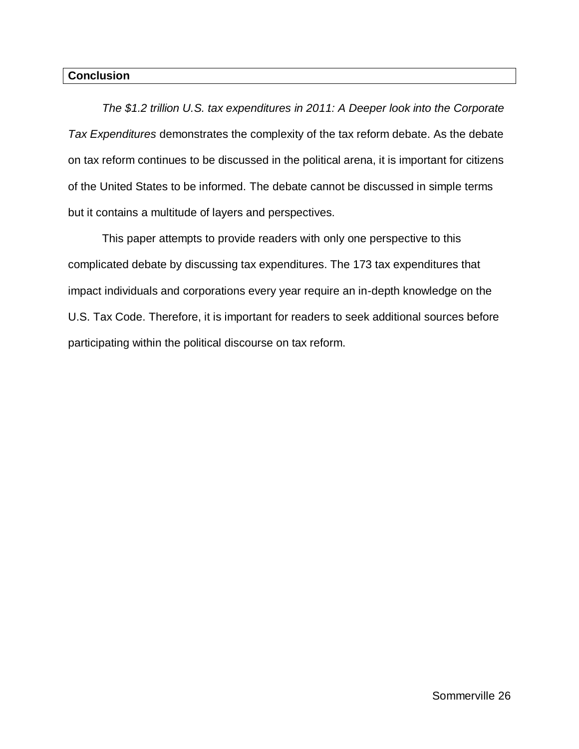## Conclusion

*The $1.2 trillion U.S. tax expenditures in 2011: A Deeper look into the Corporate Tax Expenditures* demonstrates the complexity of the tax reform debate. As the debate on tax reform continues to be discussed in the political arena, it is important for citizens of the United States to be informed. The debate cannot be discussed in simple terms but it contains a multitude of layers and perspectives.

This paper attempts to provide readers with only one perspective to this complicated debate by discussing tax expenditures. The 173 tax expenditures that impact individuals and corporations every year require an in-depth knowledge on the U.S. Tax Code. Therefore, it is important for readers to seek additional sources before participating within the political discourse on tax reform.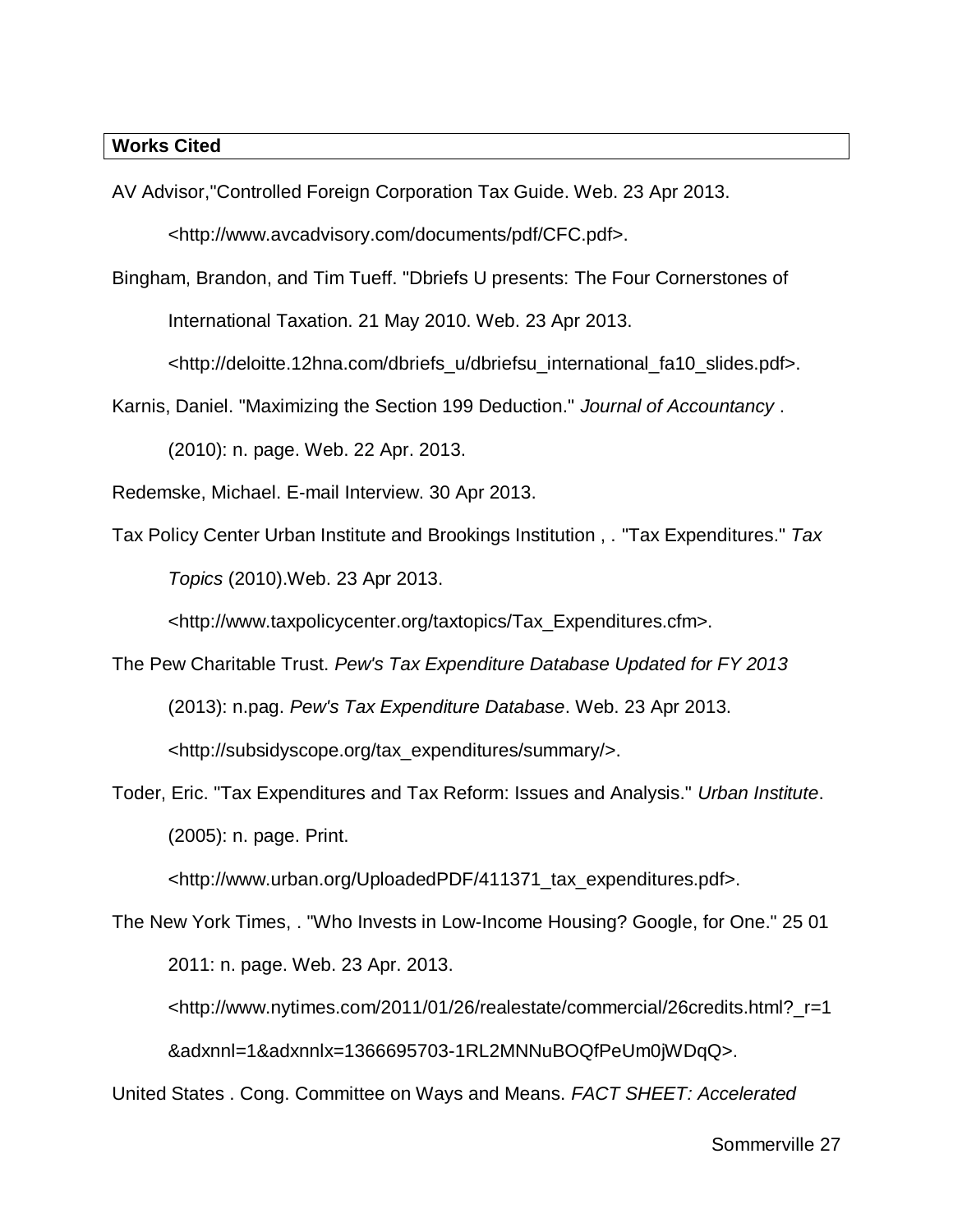**Works Cited**

AV Advisor,"Controlled Foreign Corporation Tax Guide. Web. 23 Apr 2013. <http://www.avcadvisory.com/documents/pdf/CFC.pdf>.

Bingham, Brandon, and Tim Tueff. "Dbriefs U presents: The Four Cornerstones of International Taxation. 21 May 2010. Web. 23 Apr 2013. <http://deloitte.12hna.com/dbriefs_u/dbriefsu_international_fa10_slides.pdf>.

Karnis, Daniel. "Maximizing the Section 199 Deduction." *Journal of Accountancy* . (2010): n. page. Web. 22 Apr. 2013.

Redemske, Michael. E-mail Interview. 30 Apr 2013.

Tax Policy Center Urban Institute and Brookings Institution , . "Tax Expenditures." *Tax Topics* (2010).Web. 23 Apr 2013. <http://www.taxpolicycenter.org/taxtopics/Tax_Expenditures.cfm>.

The Pew Charitable Trust. *Pew's Tax Expenditure Database Updated for FY 2013* (2013): n.pag. *Pew's Tax Expenditure Database*. Web. 23 Apr 2013. <http://subsidyscope.org/tax_expenditures/summary/>.

Toder, Eric. "Tax Expenditures and Tax Reform: Issues and Analysis." *Urban Institute*. (2005): n. page. Print. <http://www.urban.org/UploadedPDF/411371_tax_expenditures.pdf>.

The New York Times, . "Who Invests in Low-Income Housing? Google, for One." 25 01 2011: n. page. Web. 23 Apr. 2013. <http://www.nytimes.com/2011/01/26/realestate/commercial/26credits.html?_r=1&adxnnl=1&adxnnlx=1366695703-1RL2MNNuBOQfPeUm0jWDqQ>.

United States . Cong. Committee on Ways and Means. *FACT SHEET: Accelerated*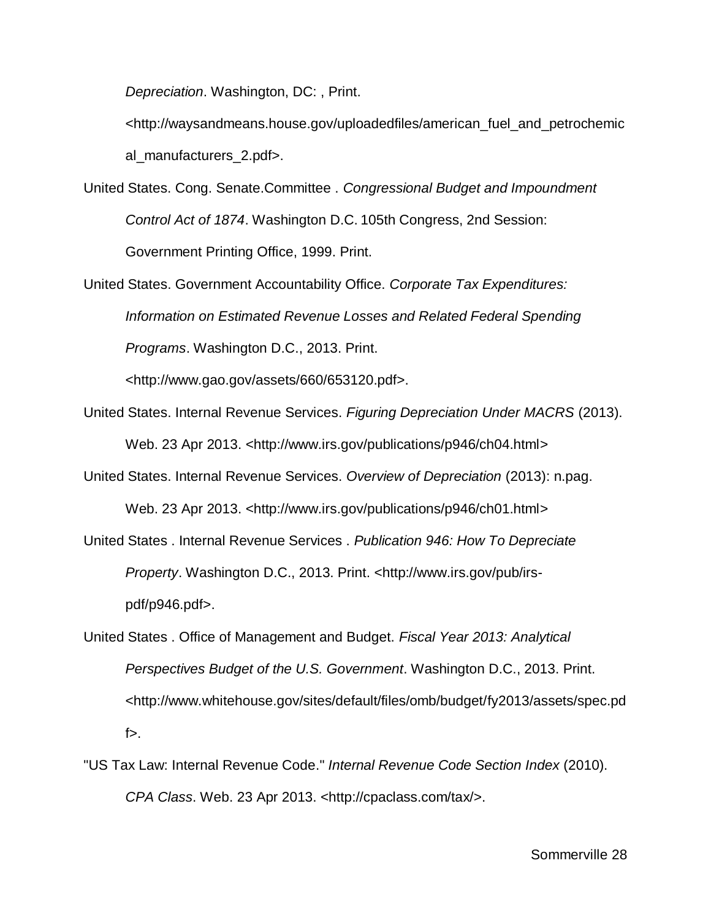*Depreciation*. Washington, DC: , Print. <http://waysandmeans.house.gov/uploadedfiles/american_fuel_and_petrochemical_manufacturers_2.pdf>.

United States. Cong. Senate.Committee . *Congressional Budget and Impoundment Control Act of 1874*. Washington D.C. 105th Congress, 2nd Session: Government Printing Office, 1999. Print.

United States. Government Accountability Office. *Corporate Tax Expenditures: Information on Estimated Revenue Losses and Related Federal Spending Programs*. Washington D.C., 2013. Print. <http://www.gao.gov/assets/660/653120.pdf>.

United States. Internal Revenue Services. *Figuring Depreciation Under MACRS* (2013). Web. 23 Apr 2013. <http://www.irs.gov/publications/p946/ch04.html>

United States. Internal Revenue Services. *Overview of Depreciation* (2013): n.pag. Web. 23 Apr 2013. <http://www.irs.gov/publications/p946/ch01.html>

United States . Internal Revenue Services . *Publication 946: How To Depreciate Property*. Washington D.C., 2013. Print. <http://www.irs.gov/pub/irs-pdf/p946.pdf>.

United States . Office of Management and Budget. *Fiscal Year 2013: Analytical Perspectives Budget of the U.S. Government*. Washington D.C., 2013. Print. <http://www.whitehouse.gov/sites/default/files/omb/budget/fy2013/assets/spec.pdf>.

"US Tax Law: Internal Revenue Code." *Internal Revenue Code Section Index* (2010). *CPA Class*. Web. 23 Apr 2013. <http://cpaclass.com/tax/>.